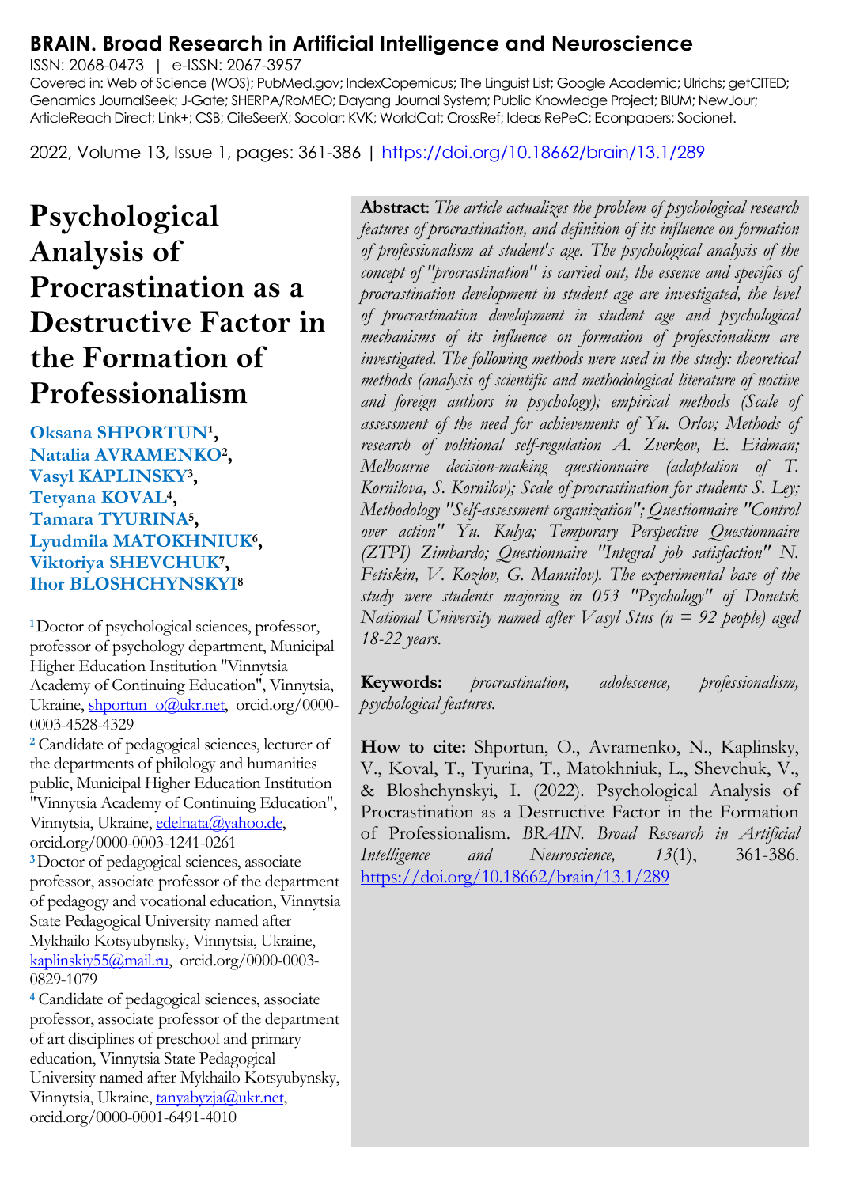# Psychological Analysis of Procrastination as a Destructive Factor in the Formation of Professionalism

**Oksana SHPORTUN[1], Natalia AVRAMENKO[2], Vasyl KAPLINSKY[3], Tetyana KOVAL[4], Tamara TYURINA[5], Lyudmila MATOKHNIUK[6], Viktoriya SHEVCHUK[7], Ihor BLOSHCHYNSKYI[8]**

[1] Doctor of psychological sciences, professor, professor of psychology department, Municipal Higher Education Institution "Vinnytsia Academy of Continuing Education", Vinnytsia, Ukraine, shportun_o@ukr.net, orcid.org/0000-0003-4528-4329

[2] Candidate of pedagogical sciences, lecturer of the departments of philology and humanities public, Municipal Higher Education Institution "Vinnytsia Academy of Continuing Education", Vinnytsia, Ukraine, edelnata@yahoo.de, orcid.org/0000-0003-1241-0261

[3] Doctor of pedagogical sciences, associate professor, associate professor of the department of pedagogy and vocational education, Vinnytsia State Pedagogical University named after Mykhailo Kotsyubynsky, Vinnytsia, Ukraine, kaplinskiy55@mail.ru, orcid.org/0000-0003-0829-1079

[4] Candidate of pedagogical sciences, associate professor, associate professor of the department of art disciplines of preschool and primary education, Vinnytsia State Pedagogical University named after Mykhailo Kotsyubynsky, Vinnytsia, Ukraine, tanyabyzja@ukr.net, orcid.org/0000-0001-6491-4010

**Abstract**: *The article actualizes the problem of psychological research features of procrastination, and definition of its influence on formation of professionalism at student's age. The psychological analysis of the concept of "procrastination" is carried out, the essence and specifics of procrastination development in student age are investigated, the level of procrastination development in student age and psychological mechanisms of its influence on formation of professionalism are investigated. The following methods were used in the study: theoretical methods (analysis of scientific and methodological literature of noctive and foreign authors in psychology); empirical methods (Scale of assessment of the need for achievements of Yu. Orlov; Methods of research of volitional self-regulation A. Zverkov, E. Eidman; Melbourne decision-making questionnaire (adaptation of T. Kornilova, S. Kornilov); Scale of procrastination for students S. Ley; Methodology "Self-assessment organization"; Questionnaire "Control over action" Yu. Kulya; Temporary Perspective Questionnaire (ZTPI) Zimbardo; Questionnaire "Integral job satisfaction" N. Fetiskin, V. Kozlov, G. Manuilov). The experimental base of the study were students majoring in 053 "Psychology" of Donetsk National University named after Vasyl Stus (n = 92 people) aged 18-22 years.*

**Keywords:** *procrastination, adolescence, professionalism, psychological features.*

**How to cite:** Shportun, O., Avramenko, N., Kaplinsky, V., Koval, T., Tyurina, T., Matokhniuk, L., Shevchuk, V., & Bloshchynskyi, I. (2022). Psychological Analysis of Procrastination as a Destructive Factor in the Formation of Professionalism. *BRAIN. Broad Research in Artificial Intelligence and Neuroscience, 13*(1), 361-386. https://doi.org/10.18662/brain/13.1/289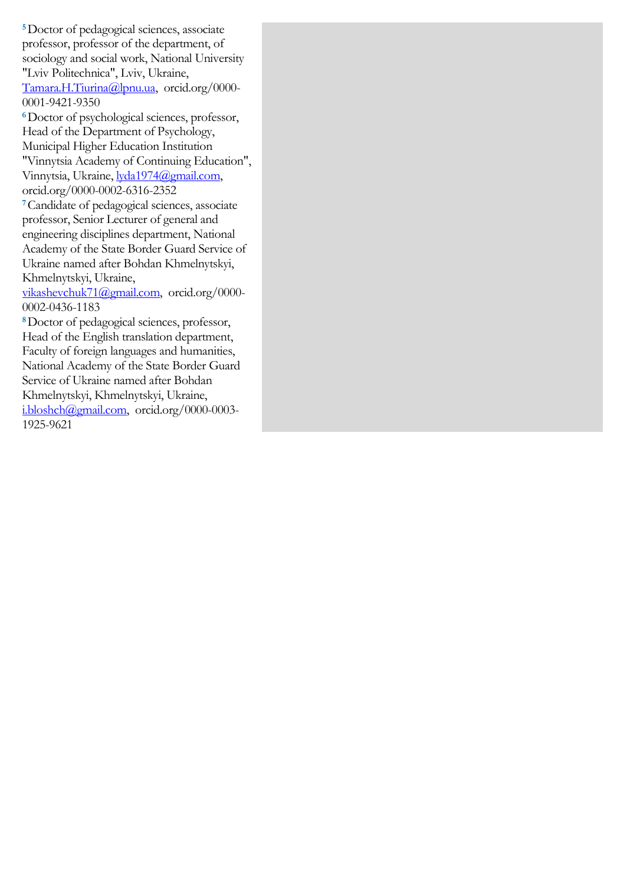[5] Doctor of pedagogical sciences, associate professor, professor of the department, of sociology and social work, National University "Lviv Politechnica", Lviv, Ukraine, Tamara.H.Tiurina@lpnu.ua, orcid.org/0000-0001-9421-9350

[6] Doctor of psychological sciences, professor, Head of the Department of Psychology, Municipal Higher Education Institution "Vinnytsia Academy of Continuing Education", Vinnytsia, Ukraine, lyda1974@gmail.com, orcid.org/0000-0002-6316-2352

[7] Candidate of pedagogical sciences, associate professor, Senior Lecturer of general and engineering disciplines department, National Academy of the State Border Guard Service of Ukraine named after Bohdan Khmelnytskyi, Khmelnytskyi, Ukraine, vikashevchuk71@gmail.com, orcid.org/0000-0002-0436-1183

[8] Doctor of pedagogical sciences, professor, Head of the English translation department, Faculty of foreign languages and humanities, National Academy of the State Border Guard Service of Ukraine named after Bohdan Khmelnytskyi, Khmelnytskyi, Ukraine, i.bloshch@gmail.com, orcid.org/0000-0003-1925-9621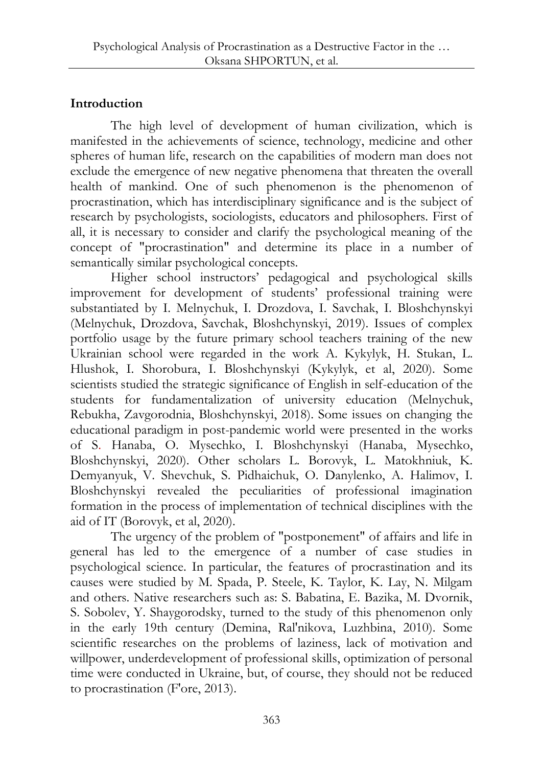## Introduction

The high level of development of human civilization, which is manifested in the achievements of science, technology, medicine and other spheres of human life, research on the capabilities of modern man does not exclude the emergence of new negative phenomena that threaten the overall health of mankind. One of such phenomenon is the phenomenon of procrastination, which has interdisciplinary significance and is the subject of research by psychologists, sociologists, educators and philosophers. First of all, it is necessary to consider and clarify the psychological meaning of the concept of "procrastination" and determine its place in a number of semantically similar psychological concepts.

Higher school instructors' pedagogical and psychological skills improvement for development of students' professional training were substantiated by I. Melnychuk, I. Drozdova, I. Savchak, I. Bloshchynskyi (Melnychuk, Drozdova, Savchak, Bloshchynskyi, 2019). Issues of complex portfolio usage by the future primary school teachers training of the new Ukrainian school were regarded in the work A. Kykylyk, H. Stukan, L. Hlushok, I. Shorobura, I. Bloshchynskyi (Kykylyk, et al, 2020). Some scientists studied the strategic significance of English in self-education of the students for fundamentalization of university education (Melnychuk, Rebukha, Zavgorodnia, Bloshchynskyi, 2018). Some issues on changing the educational paradigm in post-pandemic world were presented in the works of S. Hanaba, O. Mysechko, I. Bloshchynskyi (Hanaba, Mysechko, Bloshchynskyi, 2020). Other scholars L. Borovyk, L. Matokhniuk, K. Demyanyuk, V. Shevchuk, S. Pidhaichuk, O. Danylenko, A. Halimov, I. Bloshchynskyi revealed the peculiarities of professional imagination formation in the process of implementation of technical disciplines with the aid of IT (Borovyk, et al, 2020).

The urgency of the problem of "postponement" of affairs and life in general has led to the emergence of a number of case studies in psychological science. In particular, the features of procrastination and its causes were studied by M. Spada, P. Steele, K. Taylor, K. Lay, N. Milgam and others. Native researchers such as: S. Babatina, E. Bazika, M. Dvornik, S. Sobolev, Y. Shaygorodsky, turned to the study of this phenomenon only in the early 19th century (Demina, Ral'nikova, Luzhbina, 2010). Some scientific researches on the problems of laziness, lack of motivation and willpower, underdevelopment of professional skills, optimization of personal time were conducted in Ukraine, but, of course, they should not be reduced to procrastination (F'ore, 2013).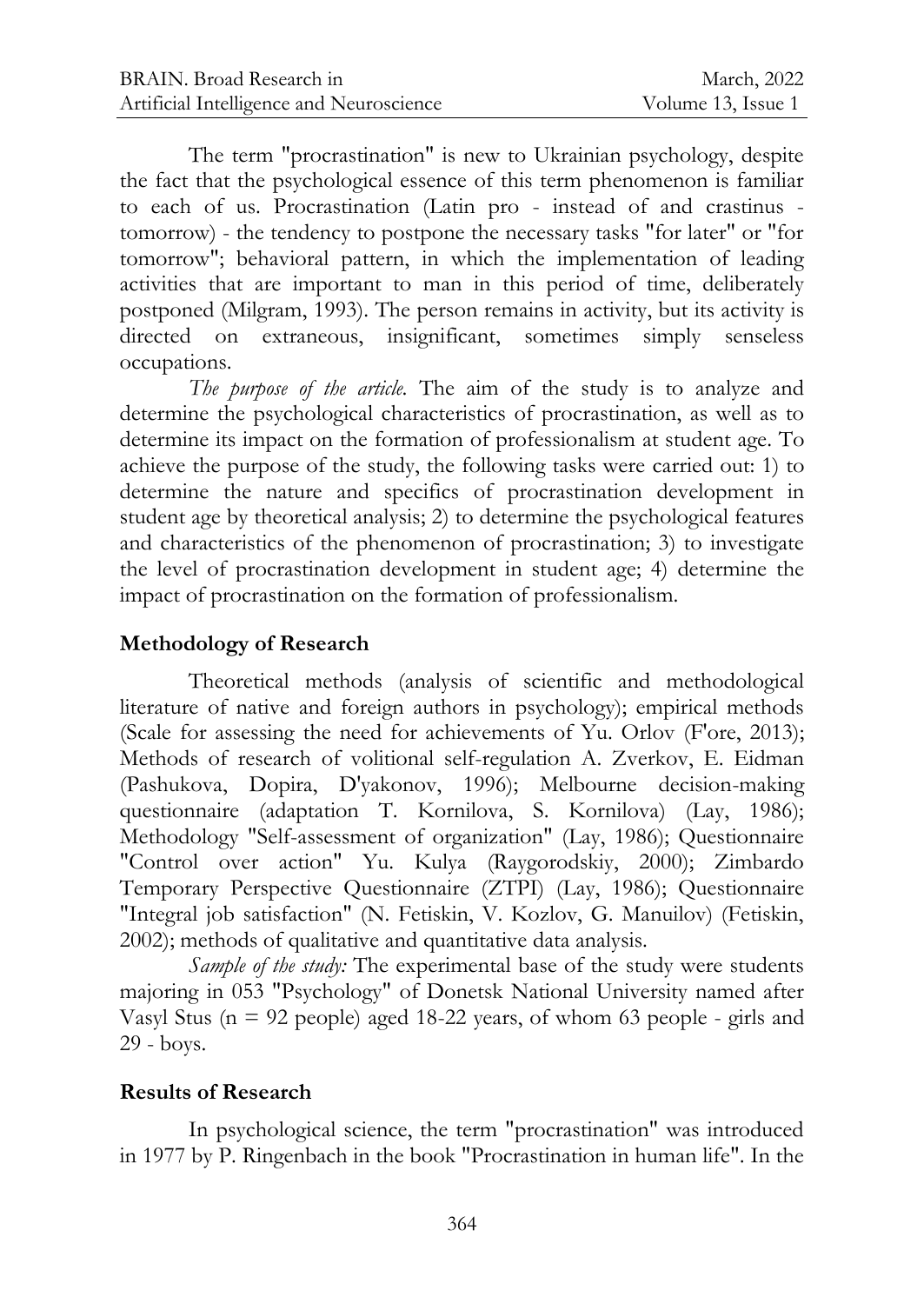The term "procrastination" is new to Ukrainian psychology, despite the fact that the psychological essence of this term phenomenon is familiar to each of us. Procrastination (Latin pro - instead of and crastinus - tomorrow) - the tendency to postpone the necessary tasks "for later" or "for tomorrow"; behavioral pattern, in which the implementation of leading activities that are important to man in this period of time, deliberately postponed (Milgram, 1993). The person remains in activity, but its activity is directed on extraneous, insignificant, sometimes simply senseless occupations.

*The purpose of the article.* The aim of the study is to analyze and determine the psychological characteristics of procrastination, as well as to determine its impact on the formation of professionalism at student age. To achieve the purpose of the study, the following tasks were carried out: 1) to determine the nature and specifics of procrastination development in student age by theoretical analysis; 2) to determine the psychological features and characteristics of the phenomenon of procrastination; 3) to investigate the level of procrastination development in student age; 4) determine the impact of procrastination on the formation of professionalism.

## Methodology of Research

Theoretical methods (analysis of scientific and methodological literature of native and foreign authors in psychology); empirical methods (Scale for assessing the need for achievements of Yu. Orlov (F'ore, 2013); Methods of research of volitional self-regulation A. Zverkov, E. Eidman (Pashukova, Dopira, D'yakonov, 1996); Melbourne decision-making questionnaire (adaptation T. Kornilova, S. Kornilova) (Lay, 1986); Methodology "Self-assessment of organization" (Lay, 1986); Questionnaire "Control over action" Yu. Kulya (Raygorodskiy, 2000); Zimbardo Temporary Perspective Questionnaire (ZTPI) (Lay, 1986); Questionnaire "Integral job satisfaction" (N. Fetiskin, V. Kozlov, G. Manuilov) (Fetiskin, 2002); methods of qualitative and quantitative data analysis.

*Sample of the study:* The experimental base of the study were students majoring in 053 "Psychology" of Donetsk National University named after Vasyl Stus (n = 92 people) aged 18-22 years, of whom 63 people - girls and 29 - boys.

## Results of Research

In psychological science, the term "procrastination" was introduced in 1977 by P. Ringenbach in the book "Procrastination in human life". In the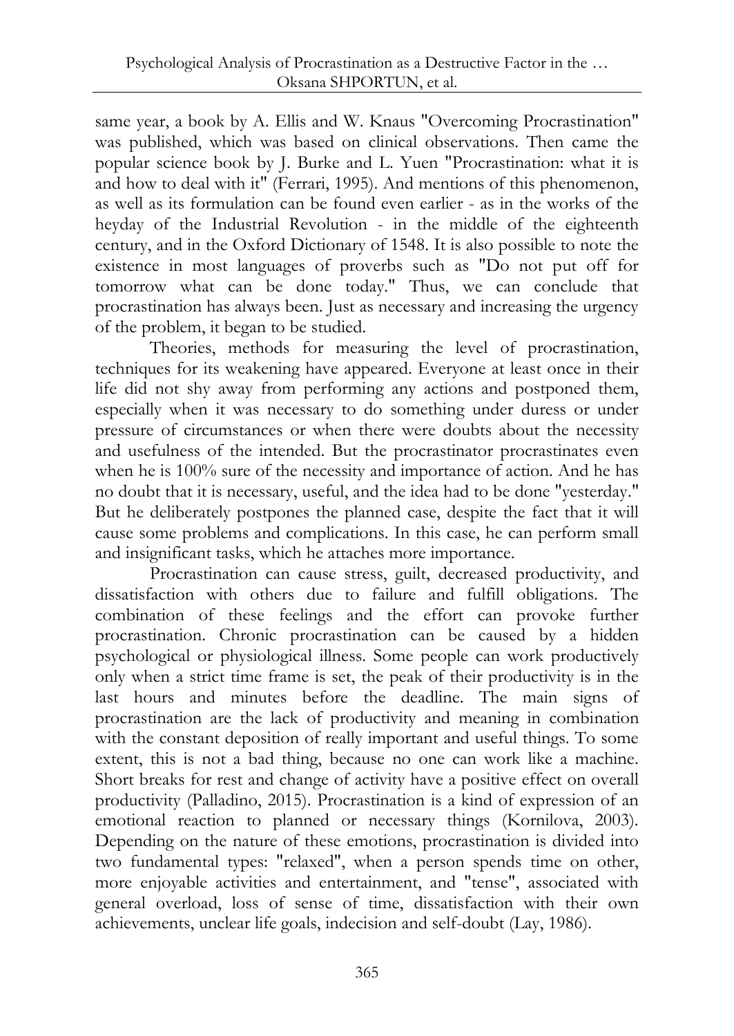same year, a book by A. Ellis and W. Knaus "Overcoming Procrastination" was published, which was based on clinical observations. Then came the popular science book by J. Burke and L. Yuen "Procrastination: what it is and how to deal with it" (Ferrari, 1995). And mentions of this phenomenon, as well as its formulation can be found even earlier - as in the works of the heyday of the Industrial Revolution - in the middle of the eighteenth century, and in the Oxford Dictionary of 1548. It is also possible to note the existence in most languages of proverbs such as "Do not put off for tomorrow what can be done today." Thus, we can conclude that procrastination has always been. Just as necessary and increasing the urgency of the problem, it began to be studied.

Theories, methods for measuring the level of procrastination, techniques for its weakening have appeared. Everyone at least once in their life did not shy away from performing any actions and postponed them, especially when it was necessary to do something under duress or under pressure of circumstances or when there were doubts about the necessity and usefulness of the intended. But the procrastinator procrastinates even when he is 100% sure of the necessity and importance of action. And he has no doubt that it is necessary, useful, and the idea had to be done "yesterday." But he deliberately postpones the planned case, despite the fact that it will cause some problems and complications. In this case, he can perform small and insignificant tasks, which he attaches more importance.

Procrastination can cause stress, guilt, decreased productivity, and dissatisfaction with others due to failure and fulfill obligations. The combination of these feelings and the effort can provoke further procrastination. Chronic procrastination can be caused by a hidden psychological or physiological illness. Some people can work productively only when a strict time frame is set, the peak of their productivity is in the last hours and minutes before the deadline. The main signs of procrastination are the lack of productivity and meaning in combination with the constant deposition of really important and useful things. To some extent, this is not a bad thing, because no one can work like a machine. Short breaks for rest and change of activity have a positive effect on overall productivity (Palladino, 2015). Procrastination is a kind of expression of an emotional reaction to planned or necessary things (Kornilova, 2003). Depending on the nature of these emotions, procrastination is divided into two fundamental types: "relaxed", when a person spends time on other, more enjoyable activities and entertainment, and "tense", associated with general overload, loss of sense of time, dissatisfaction with their own achievements, unclear life goals, indecision and self-doubt (Lay, 1986).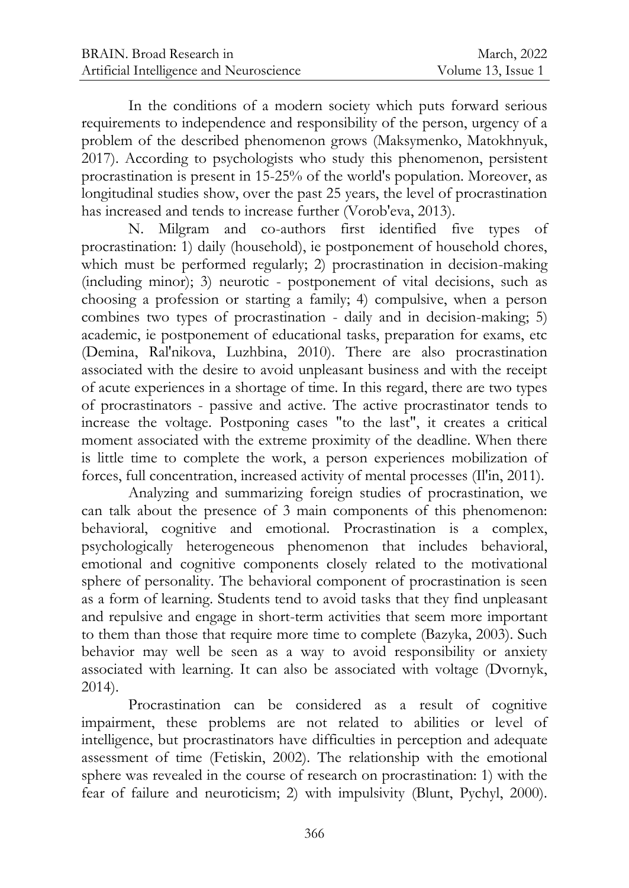In the conditions of a modern society which puts forward serious requirements to independence and responsibility of the person, urgency of a problem of the described phenomenon grows (Maksymenko, Matokhnyuk, 2017). According to psychologists who study this phenomenon, persistent procrastination is present in 15-25% of the world's population. Moreover, as longitudinal studies show, over the past 25 years, the level of procrastination has increased and tends to increase further (Vorob'eva, 2013).

N. Milgram and co-authors first identified five types of procrastination: 1) daily (household), ie postponement of household chores, which must be performed regularly; 2) procrastination in decision-making (including minor); 3) neurotic - postponement of vital decisions, such as choosing a profession or starting a family; 4) compulsive, when a person combines two types of procrastination - daily and in decision-making; 5) academic, ie postponement of educational tasks, preparation for exams, etc (Demina, Ral'nikova, Luzhbina, 2010). There are also procrastination associated with the desire to avoid unpleasant business and with the receipt of acute experiences in a shortage of time. In this regard, there are two types of procrastinators - passive and active. The active procrastinator tends to increase the voltage. Postponing cases "to the last", it creates a critical moment associated with the extreme proximity of the deadline. When there is little time to complete the work, a person experiences mobilization of forces, full concentration, increased activity of mental processes (Il'in, 2011).

Analyzing and summarizing foreign studies of procrastination, we can talk about the presence of 3 main components of this phenomenon: behavioral, cognitive and emotional. Procrastination is a complex, psychologically heterogeneous phenomenon that includes behavioral, emotional and cognitive components closely related to the motivational sphere of personality. The behavioral component of procrastination is seen as a form of learning. Students tend to avoid tasks that they find unpleasant and repulsive and engage in short-term activities that seem more important to them than those that require more time to complete (Bazyka, 2003). Such behavior may well be seen as a way to avoid responsibility or anxiety associated with learning. It can also be associated with voltage (Dvornyk, 2014).

Procrastination can be considered as a result of cognitive impairment, these problems are not related to abilities or level of intelligence, but procrastinators have difficulties in perception and adequate assessment of time (Fetiskin, 2002). The relationship with the emotional sphere was revealed in the course of research on procrastination: 1) with the fear of failure and neuroticism; 2) with impulsivity (Blunt, Pychyl, 2000).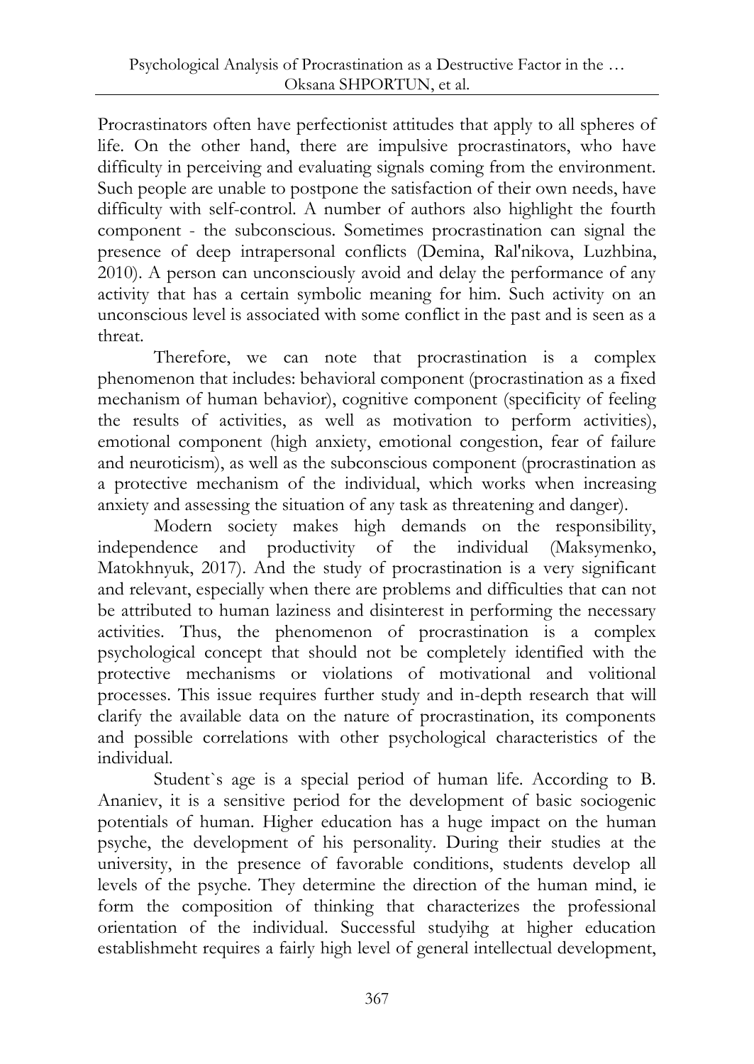Procrastinators often have perfectionist attitudes that apply to all spheres of life. On the other hand, there are impulsive procrastinators, who have difficulty in perceiving and evaluating signals coming from the environment. Such people are unable to postpone the satisfaction of their own needs, have difficulty with self-control. A number of authors also highlight the fourth component - the subconscious. Sometimes procrastination can signal the presence of deep intrapersonal conflicts (Demina, Ral'nikova, Luzhbina, 2010). A person can unconsciously avoid and delay the performance of any activity that has a certain symbolic meaning for him. Such activity on an unconscious level is associated with some conflict in the past and is seen as a threat.

Therefore, we can note that procrastination is a complex phenomenon that includes: behavioral component (procrastination as a fixed mechanism of human behavior), cognitive component (specificity of feeling the results of activities, as well as motivation to perform activities), emotional component (high anxiety, emotional congestion, fear of failure and neuroticism), as well as the subconscious component (procrastination as a protective mechanism of the individual, which works when increasing anxiety and assessing the situation of any task as threatening and danger).

Modern society makes high demands on the responsibility, independence and productivity of the individual (Maksymenko, Matokhnyuk, 2017). And the study of procrastination is a very significant and relevant, especially when there are problems and difficulties that can not be attributed to human laziness and disinterest in performing the necessary activities. Thus, the phenomenon of procrastination is a complex psychological concept that should not be completely identified with the protective mechanisms or violations of motivational and volitional processes. This issue requires further study and in-depth research that will clarify the available data on the nature of procrastination, its components and possible correlations with other psychological characteristics of the individual.

Student`s age is a special period of human life. According to B. Ananiev, it is a sensitive period for the development of basic sociogenic potentials of human. Higher education has a huge impact on the human psyche, the development of his personality. During their studies at the university, in the presence of favorable conditions, students develop all levels of the psyche. They determine the direction of the human mind, ie form the composition of thinking that characterizes the professional orientation of the individual. Successful studyihg at higher education establishmeht requires a fairly high level of general intellectual development,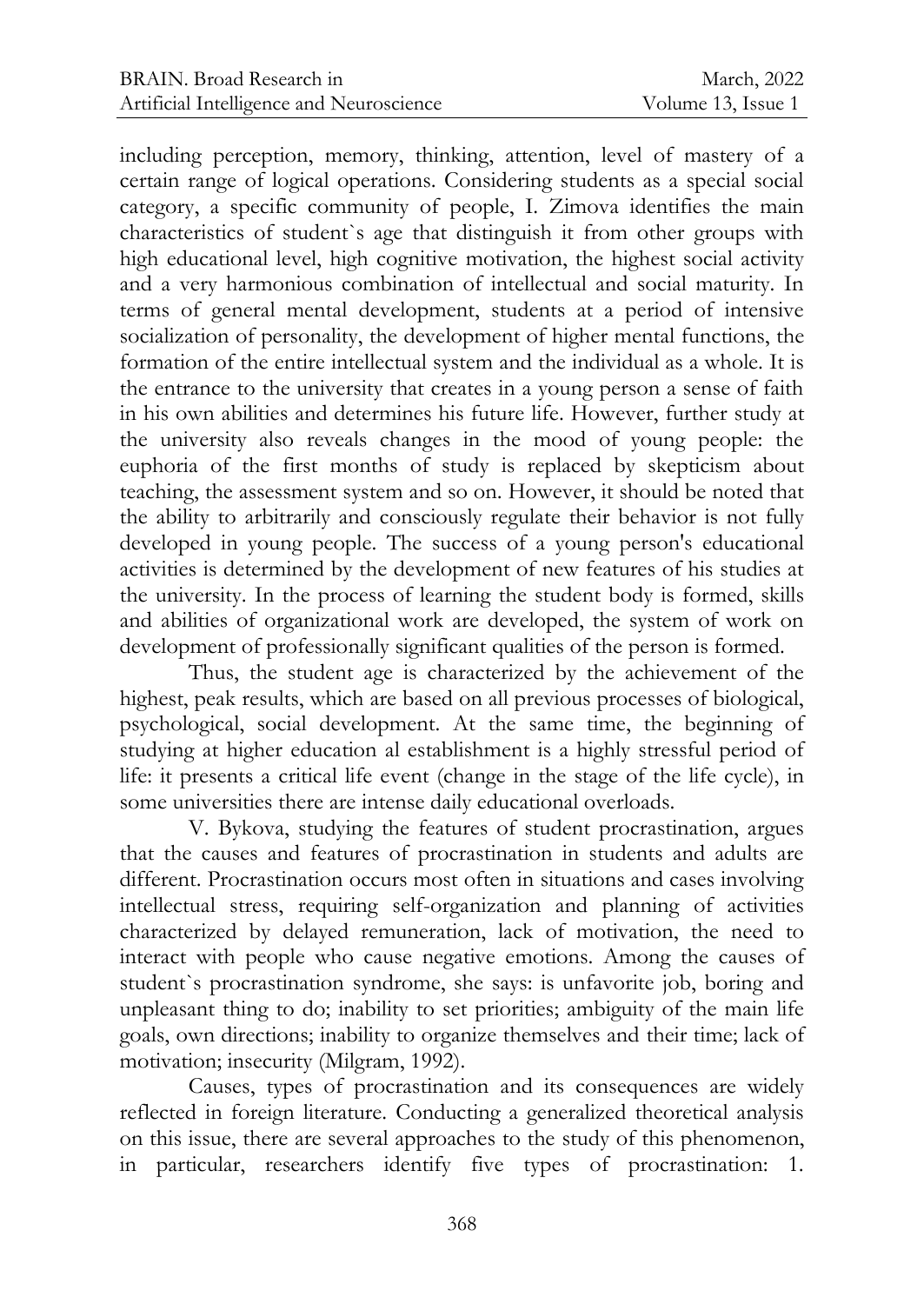including perception, memory, thinking, attention, level of mastery of a certain range of logical operations. Considering students as a special social category, a specific community of people, I. Zimova identifies the main characteristics of student`s age that distinguish it from other groups with high educational level, high cognitive motivation, the highest social activity and a very harmonious combination of intellectual and social maturity. In terms of general mental development, students at a period of intensive socialization of personality, the development of higher mental functions, the formation of the entire intellectual system and the individual as a whole. It is the entrance to the university that creates in a young person a sense of faith in his own abilities and determines his future life. However, further study at the university also reveals changes in the mood of young people: the euphoria of the first months of study is replaced by skepticism about teaching, the assessment system and so on. However, it should be noted that the ability to arbitrarily and consciously regulate their behavior is not fully developed in young people. The success of a young person's educational activities is determined by the development of new features of his studies at the university. In the process of learning the student body is formed, skills and abilities of organizational work are developed, the system of work on development of professionally significant qualities of the person is formed.

Thus, the student age is characterized by the achievement of the highest, peak results, which are based on all previous processes of biological, psychological, social development. At the same time, the beginning of studying at higher education al establishment is a highly stressful period of life: it presents a critical life event (change in the stage of the life cycle), in some universities there are intense daily educational overloads.

V. Bykova, studying the features of student procrastination, argues that the causes and features of procrastination in students and adults are different. Procrastination occurs most often in situations and cases involving intellectual stress, requiring self-organization and planning of activities characterized by delayed remuneration, lack of motivation, the need to interact with people who cause negative emotions. Among the causes of student`s procrastination syndrome, she says: is unfavorite job, boring and unpleasant thing to do; inability to set priorities; ambiguity of the main life goals, own directions; inability to organize themselves and their time; lack of motivation; insecurity (Milgram, 1992).

Causes, types of procrastination and its consequences are widely reflected in foreign literature. Conducting a generalized theoretical analysis on this issue, there are several approaches to the study of this phenomenon, in particular, researchers identify five types of procrastination: 1.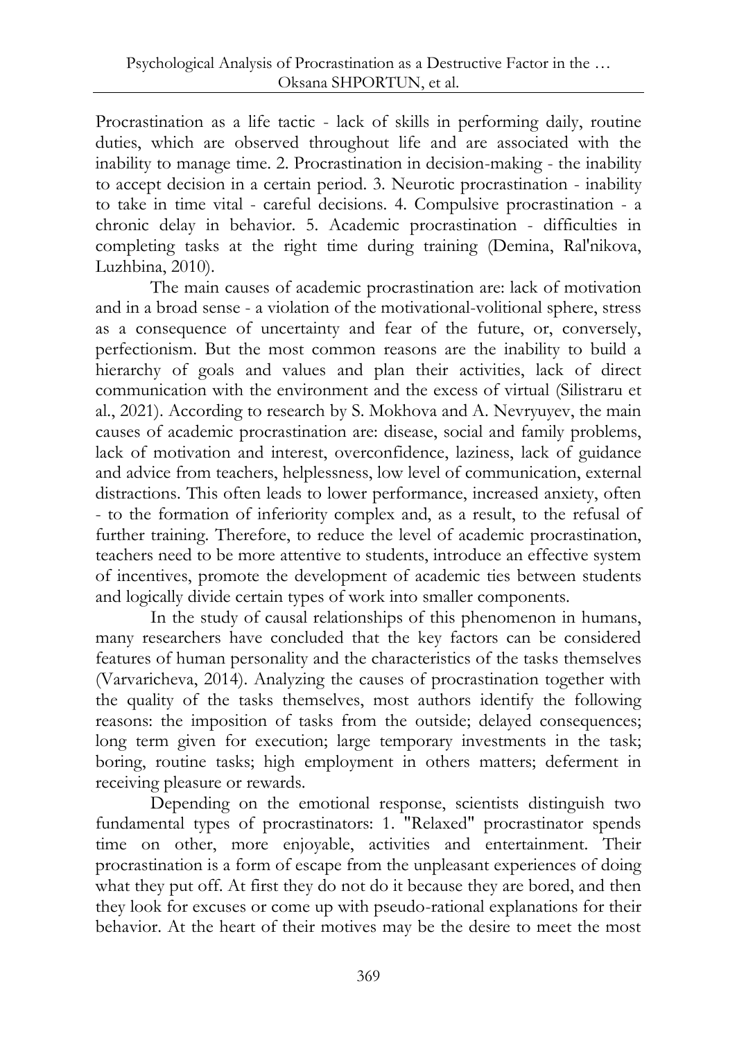Procrastination as a life tactic - lack of skills in performing daily, routine duties, which are observed throughout life and are associated with the inability to manage time. 2. Procrastination in decision-making - the inability to accept decision in a certain period. 3. Neurotic procrastination - inability to take in time vital - careful decisions. 4. Compulsive procrastination - a chronic delay in behavior. 5. Academic procrastination - difficulties in completing tasks at the right time during training (Demina, Ral'nikova, Luzhbina, 2010).

The main causes of academic procrastination are: lack of motivation and in a broad sense - a violation of the motivational-volitional sphere, stress as a consequence of uncertainty and fear of the future, or, conversely, perfectionism. But the most common reasons are the inability to build a hierarchy of goals and values and plan their activities, lack of direct communication with the environment and the excess of virtual (Silistraru et al., 2021). According to research by S. Mokhova and A. Nevryuyev, the main causes of academic procrastination are: disease, social and family problems, lack of motivation and interest, overconfidence, laziness, lack of guidance and advice from teachers, helplessness, low level of communication, external distractions. This often leads to lower performance, increased anxiety, often - to the formation of inferiority complex and, as a result, to the refusal of further training. Therefore, to reduce the level of academic procrastination, teachers need to be more attentive to students, introduce an effective system of incentives, promote the development of academic ties between students and logically divide certain types of work into smaller components.

In the study of causal relationships of this phenomenon in humans, many researchers have concluded that the key factors can be considered features of human personality and the characteristics of the tasks themselves (Varvaricheva, 2014). Analyzing the causes of procrastination together with the quality of the tasks themselves, most authors identify the following reasons: the imposition of tasks from the outside; delayed consequences; long term given for execution; large temporary investments in the task; boring, routine tasks; high employment in others matters; deferment in receiving pleasure or rewards.

Depending on the emotional response, scientists distinguish two fundamental types of procrastinators: 1. "Relaxed" procrastinator spends time on other, more enjoyable, activities and entertainment. Their procrastination is a form of escape from the unpleasant experiences of doing what they put off. At first they do not do it because they are bored, and then they look for excuses or come up with pseudo-rational explanations for their behavior. At the heart of their motives may be the desire to meet the most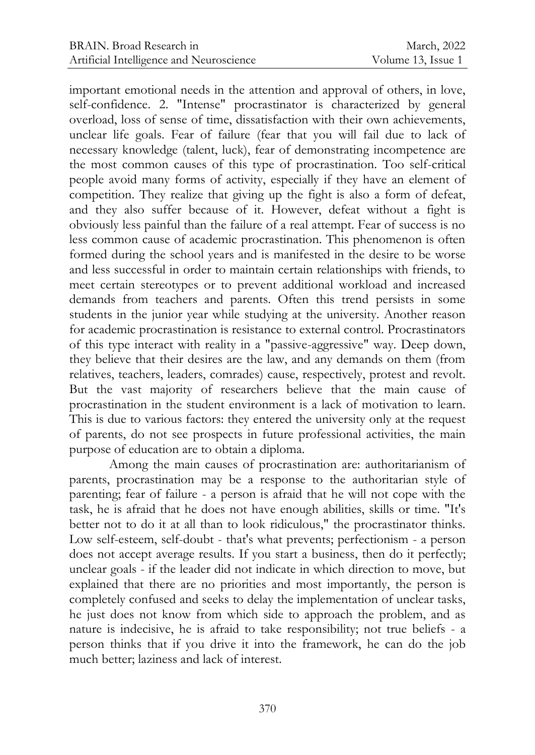important emotional needs in the attention and approval of others, in love, self-confidence. 2. "Intense" procrastinator is characterized by general overload, loss of sense of time, dissatisfaction with their own achievements, unclear life goals. Fear of failure (fear that you will fail due to lack of necessary knowledge (talent, luck), fear of demonstrating incompetence are the most common causes of this type of procrastination. Too self-critical people avoid many forms of activity, especially if they have an element of competition. They realize that giving up the fight is also a form of defeat, and they also suffer because of it. However, defeat without a fight is obviously less painful than the failure of a real attempt. Fear of success is no less common cause of academic procrastination. This phenomenon is often formed during the school years and is manifested in the desire to be worse and less successful in order to maintain certain relationships with friends, to meet certain stereotypes or to prevent additional workload and increased demands from teachers and parents. Often this trend persists in some students in the junior year while studying at the university. Another reason for academic procrastination is resistance to external control. Procrastinators of this type interact with reality in a "passive-aggressive" way. Deep down, they believe that their desires are the law, and any demands on them (from relatives, teachers, leaders, comrades) cause, respectively, protest and revolt. But the vast majority of researchers believe that the main cause of procrastination in the student environment is a lack of motivation to learn. This is due to various factors: they entered the university only at the request of parents, do not see prospects in future professional activities, the main purpose of education are to obtain a diploma.

Among the main causes of procrastination are: authoritarianism of parents, procrastination may be a response to the authoritarian style of parenting; fear of failure - a person is afraid that he will not cope with the task, he is afraid that he does not have enough abilities, skills or time. "It's better not to do it at all than to look ridiculous," the procrastinator thinks. Low self-esteem, self-doubt - that's what prevents; perfectionism - a person does not accept average results. If you start a business, then do it perfectly; unclear goals - if the leader did not indicate in which direction to move, but explained that there are no priorities and most importantly, the person is completely confused and seeks to delay the implementation of unclear tasks, he just does not know from which side to approach the problem, and as nature is indecisive, he is afraid to take responsibility; not true beliefs - a person thinks that if you drive it into the framework, he can do the job much better; laziness and lack of interest.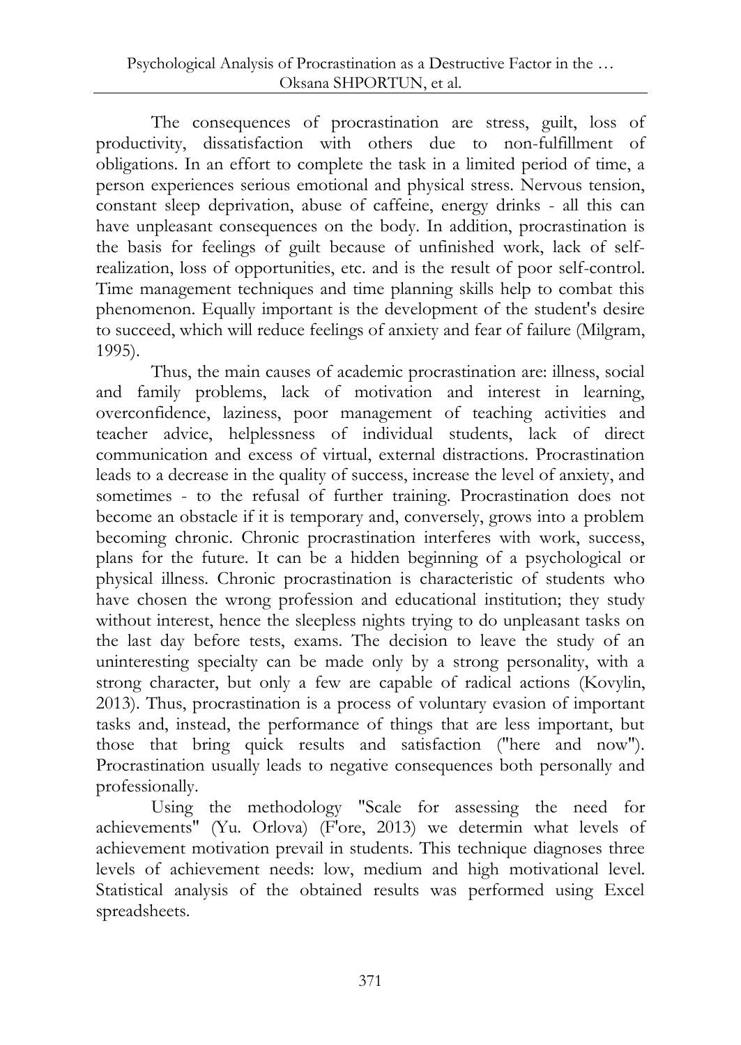The consequences of procrastination are stress, guilt, loss of productivity, dissatisfaction with others due to non-fulfillment of obligations. In an effort to complete the task in a limited period of time, a person experiences serious emotional and physical stress. Nervous tension, constant sleep deprivation, abuse of caffeine, energy drinks - all this can have unpleasant consequences on the body. In addition, procrastination is the basis for feelings of guilt because of unfinished work, lack of self-realization, loss of opportunities, etc. and is the result of poor self-control. Time management techniques and time planning skills help to combat this phenomenon. Equally important is the development of the student's desire to succeed, which will reduce feelings of anxiety and fear of failure (Milgram, 1995).

Thus, the main causes of academic procrastination are: illness, social and family problems, lack of motivation and interest in learning, overconfidence, laziness, poor management of teaching activities and teacher advice, helplessness of individual students, lack of direct communication and excess of virtual, external distractions. Procrastination leads to a decrease in the quality of success, increase the level of anxiety, and sometimes - to the refusal of further training. Procrastination does not become an obstacle if it is temporary and, conversely, grows into a problem becoming chronic. Chronic procrastination interferes with work, success, plans for the future. It can be a hidden beginning of a psychological or physical illness. Chronic procrastination is characteristic of students who have chosen the wrong profession and educational institution; they study without interest, hence the sleepless nights trying to do unpleasant tasks on the last day before tests, exams. The decision to leave the study of an uninteresting specialty can be made only by a strong personality, with a strong character, but only a few are capable of radical actions (Kovylin, 2013). Thus, procrastination is a process of voluntary evasion of important tasks and, instead, the performance of things that are less important, but those that bring quick results and satisfaction ("here and now"). Procrastination usually leads to negative consequences both personally and professionally.

Using the methodology "Scale for assessing the need for achievements" (Yu. Orlova) (F'ore, 2013) we determin what levels of achievement motivation prevail in students. This technique diagnoses three levels of achievement needs: low, medium and high motivational level. Statistical analysis of the obtained results was performed using Excel spreadsheets.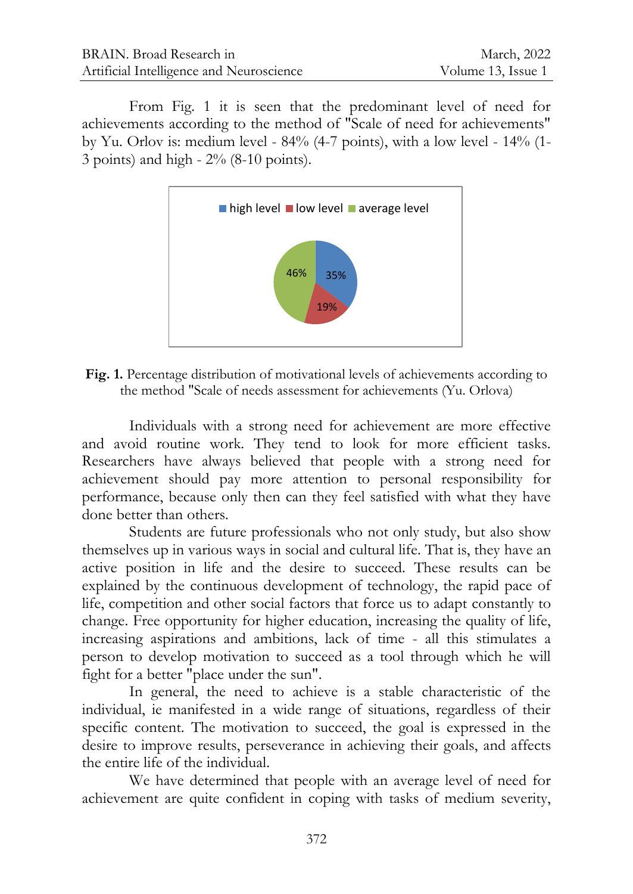From Fig. 1 it is seen that the predominant level of need for achievements according to the method of "Scale of need for achievements" by Yu. Orlov is: medium level - 84% (4-7 points), with a low level - 14% (1-3 points) and high - 2% (8-10 points).

**Fig. 1.** Percentage distribution of motivational levels of achievements according to the method "Scale of needs assessment for achievements (Yu. Orlova)

Individuals with a strong need for achievement are more effective and avoid routine work. They tend to look for more efficient tasks. Researchers have always believed that people with a strong need for achievement should pay more attention to personal responsibility for performance, because only then can they feel satisfied with what they have done better than others.

Students are future professionals who not only study, but also show themselves up in various ways in social and cultural life. That is, they have an active position in life and the desire to succeed. These results can be explained by the continuous development of technology, the rapid pace of life, competition and other social factors that force us to adapt constantly to change. Free opportunity for higher education, increasing the quality of life, increasing aspirations and ambitions, lack of time - all this stimulates a person to develop motivation to succeed as a tool through which he will fight for a better "place under the sun".

In general, the need to achieve is a stable characteristic of the individual, ie manifested in a wide range of situations, regardless of their specific content. The motivation to succeed, the goal is expressed in the desire to improve results, perseverance in achieving their goals, and affects the entire life of the individual.

We have determined that people with an average level of need for achievement are quite confident in coping with tasks of medium severity,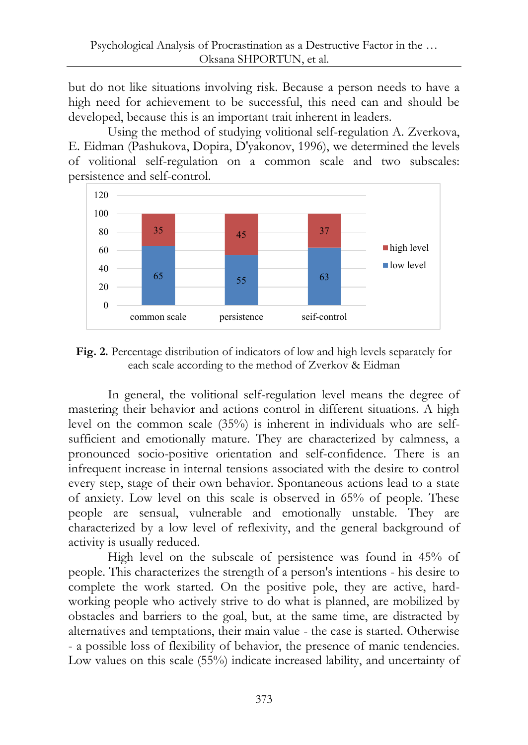but do not like situations involving risk. Because a person needs to have a high need for achievement to be successful, this need can and should be developed, because this is an important trait inherent in leaders.

Using the method of studying volitional self-regulation A. Zverkova, E. Eidman (Pashukova, Dopira, D'yakonov, 1996), we determined the levels of volitional self-regulation on a common scale and two subscales: persistence and self-control.

| | common scale | persistence | seif-control |
|---|---|---|---|
| high level | 35 | 45 | 37 |
| low level | 65 | 55 | 63 |

**Fig. 2.** Percentage distribution of indicators of low and high levels separately for each scale according to the method of Zverkov & Eidman

In general, the volitional self-regulation level means the degree of mastering their behavior and actions control in different situations. A high level on the common scale (35%) is inherent in individuals who are self-sufficient and emotionally mature. They are characterized by calmness, a pronounced socio-positive orientation and self-confidence. There is an infrequent increase in internal tensions associated with the desire to control every step, stage of their own behavior. Spontaneous actions lead to a state of anxiety. Low level on this scale is observed in 65% of people. These people are sensual, vulnerable and emotionally unstable. They are characterized by a low level of reflexivity, and the general background of activity is usually reduced.

High level on the subscale of persistence was found in 45% of people. This characterizes the strength of a person's intentions - his desire to complete the work started. On the positive pole, they are active, hard-working people who actively strive to do what is planned, are mobilized by obstacles and barriers to the goal, but, at the same time, are distracted by alternatives and temptations, their main value - the case is started. Otherwise - a possible loss of flexibility of behavior, the presence of manic tendencies. Low values on this scale (55%) indicate increased lability, and uncertainty of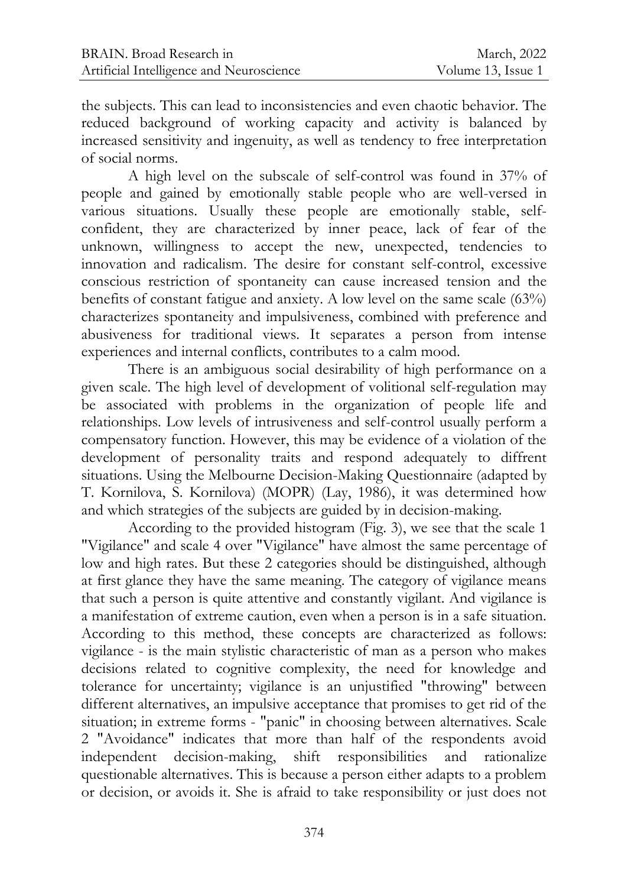the subjects. This can lead to inconsistencies and even chaotic behavior. The reduced background of working capacity and activity is balanced by increased sensitivity and ingenuity, as well as tendency to free interpretation of social norms.

A high level on the subscale of self-control was found in 37% of people and gained by emotionally stable people who are well-versed in various situations. Usually these people are emotionally stable, self-confident, they are characterized by inner peace, lack of fear of the unknown, willingness to accept the new, unexpected, tendencies to innovation and radicalism. The desire for constant self-control, excessive conscious restriction of spontaneity can cause increased tension and the benefits of constant fatigue and anxiety. A low level on the same scale (63%) characterizes spontaneity and impulsiveness, combined with preference and abusiveness for traditional views. It separates a person from intense experiences and internal conflicts, contributes to a calm mood.

There is an ambiguous social desirability of high performance on a given scale. The high level of development of volitional self-regulation may be associated with problems in the organization of people life and relationships. Low levels of intrusiveness and self-control usually perform a compensatory function. However, this may be evidence of a violation of the development of personality traits and respond adequately to diffrent situations. Using the Melbourne Decision-Making Questionnaire (adapted by T. Kornilova, S. Kornilova) (MOPR) (Lay, 1986), it was determined how and which strategies of the subjects are guided by in decision-making.

According to the provided histogram (Fig. 3), we see that the scale 1 "Vigilance" and scale 4 over "Vigilance" have almost the same percentage of low and high rates. But these 2 categories should be distinguished, although at first glance they have the same meaning. The category of vigilance means that such a person is quite attentive and constantly vigilant. And vigilance is a manifestation of extreme caution, even when a person is in a safe situation. According to this method, these concepts are characterized as follows: vigilance - is the main stylistic characteristic of man as a person who makes decisions related to cognitive complexity, the need for knowledge and tolerance for uncertainty; vigilance is an unjustified "throwing" between different alternatives, an impulsive acceptance that promises to get rid of the situation; in extreme forms - "panic" in choosing between alternatives. Scale 2 "Avoidance" indicates that more than half of the respondents avoid independent decision-making, shift responsibilities and rationalize questionable alternatives. This is because a person either adapts to a problem or decision, or avoids it. She is afraid to take responsibility or just does not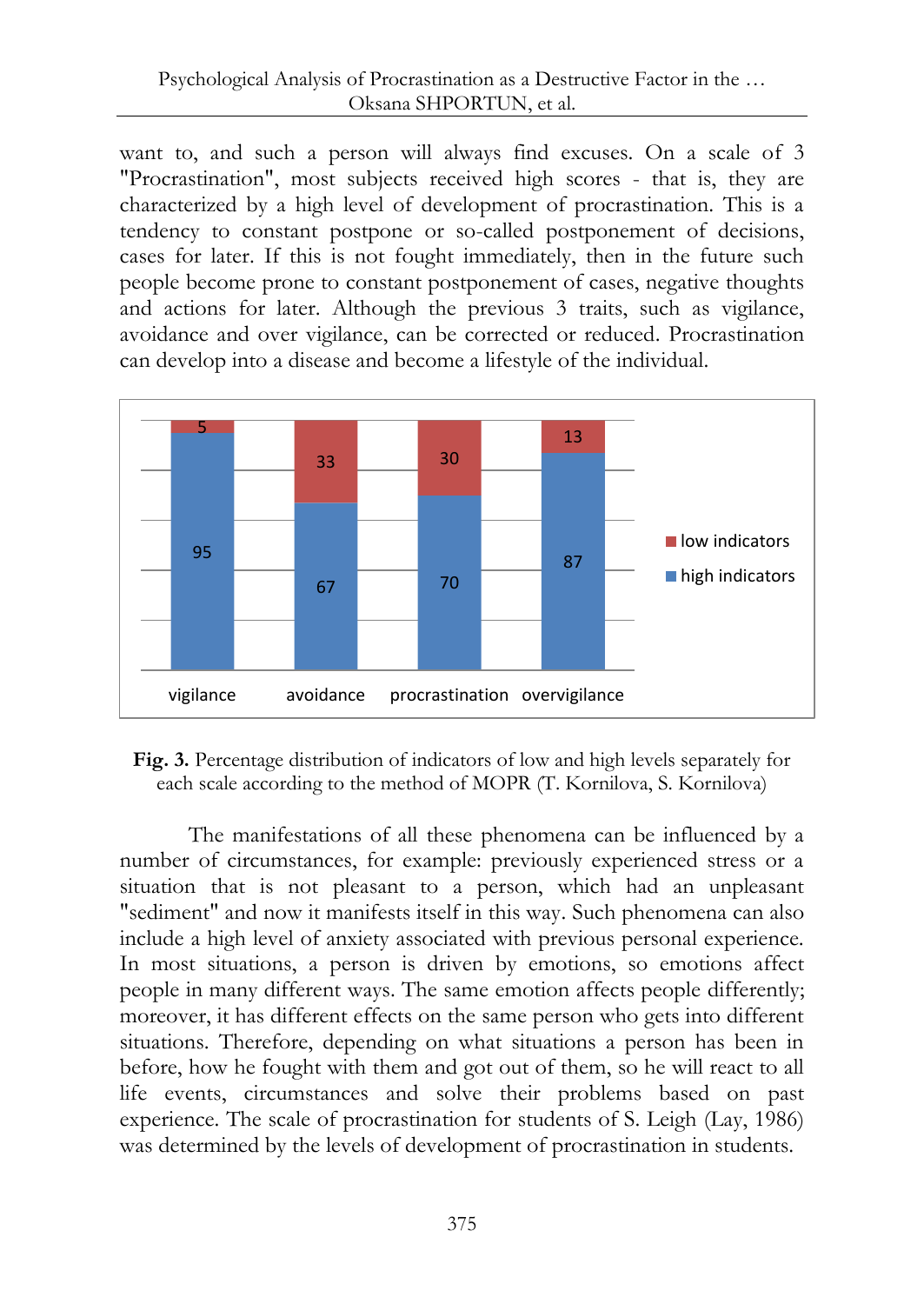want to, and such a person will always find excuses. On a scale of 3 "Procrastination", most subjects received high scores - that is, they are characterized by a high level of development of procrastination. This is a tendency to constant postpone or so-called postponement of decisions, cases for later. If this is not fought immediately, then in the future such people become prone to constant postponement of cases, negative thoughts and actions for later. Although the previous 3 traits, such as vigilance, avoidance and over vigilance, can be corrected or reduced. Procrastination can develop into a disease and become a lifestyle of the individual.

| | vigilance | avoidance | procrastination | overvigilance |
|---|---|---|---|---|
| low indicators | 5 | 33 | 30 | 13 |
| high indicators | 95 | 67 | 70 | 87 |

**Fig. 3.** Percentage distribution of indicators of low and high levels separately for each scale according to the method of MOPR (T. Kornilova, S. Kornilova)

The manifestations of all these phenomena can be influenced by a number of circumstances, for example: previously experienced stress or a situation that is not pleasant to a person, which had an unpleasant "sediment" and now it manifests itself in this way. Such phenomena can also include a high level of anxiety associated with previous personal experience. In most situations, a person is driven by emotions, so emotions affect people in many different ways. The same emotion affects people differently; moreover, it has different effects on the same person who gets into different situations. Therefore, depending on what situations a person has been in before, how he fought with them and got out of them, so he will react to all life events, circumstances and solve their problems based on past experience. The scale of procrastination for students of S. Leigh (Lay, 1986) was determined by the levels of development of procrastination in students.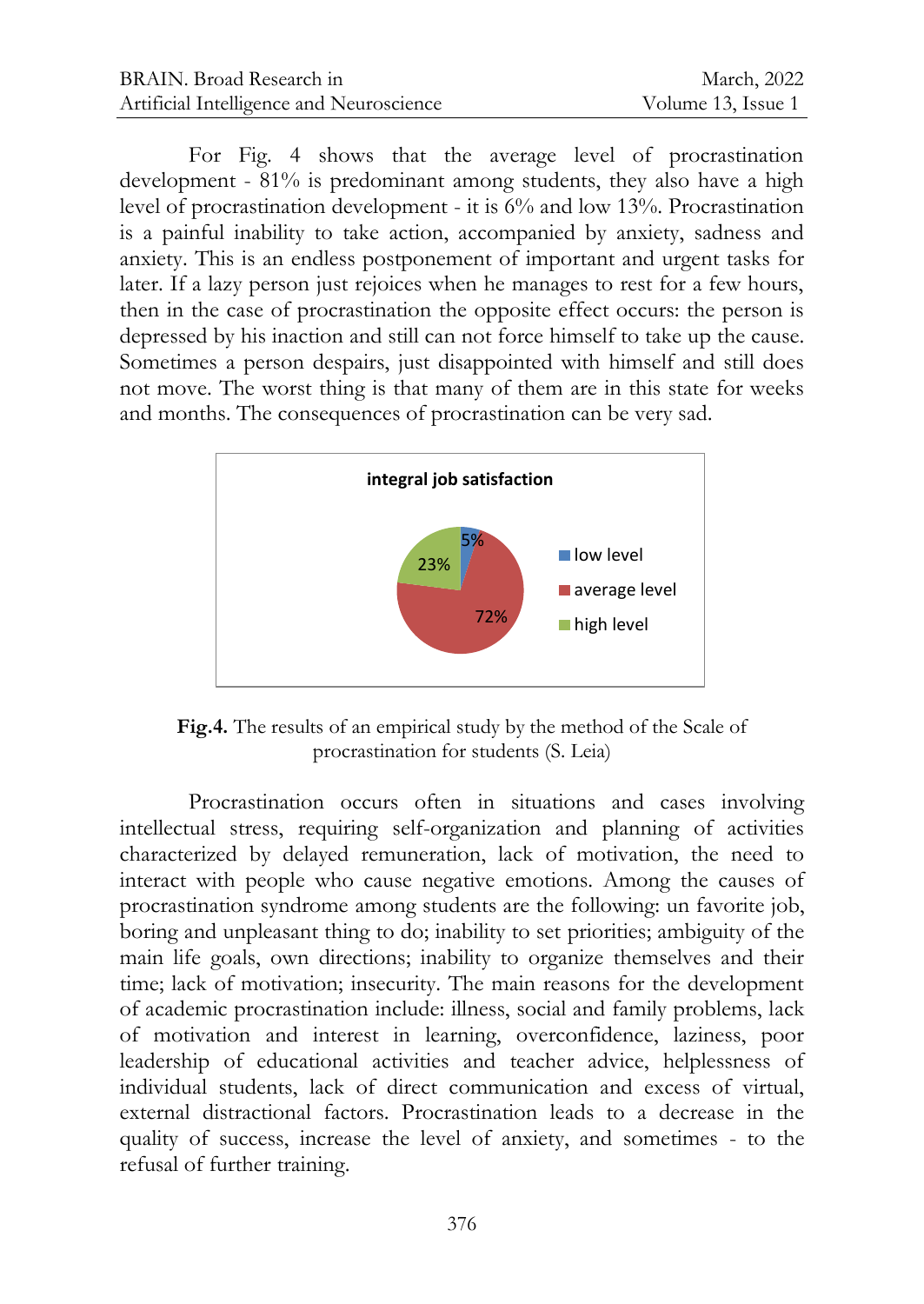For Fig. 4 shows that the average level of procrastination development - 81% is predominant among students, they also have a high level of procrastination development - it is 6% and low 13%. Procrastination is a painful inability to take action, accompanied by anxiety, sadness and anxiety. This is an endless postponement of important and urgent tasks for later. If a lazy person just rejoices when he manages to rest for a few hours, then in the case of procrastination the opposite effect occurs: the person is depressed by his inaction and still can not force himself to take up the cause. Sometimes a person despairs, just disappointed with himself and still does not move. The worst thing is that many of them are in this state for weeks and months. The consequences of procrastination can be very sad.

**integral job satisfaction**

| Level | Percentage |
|---|---|
| low level | 5% |
| average level | 72% |
| high level | 23% |

**Fig.4.** The results of an empirical study by the method of the Scale of procrastination for students (S. Leia)

Procrastination occurs often in situations and cases involving intellectual stress, requiring self-organization and planning of activities characterized by delayed remuneration, lack of motivation, the need to interact with people who cause negative emotions. Among the causes of procrastination syndrome among students are the following: un favorite job, boring and unpleasant thing to do; inability to set priorities; ambiguity of the main life goals, own directions; inability to organize themselves and their time; lack of motivation; insecurity. The main reasons for the development of academic procrastination include: illness, social and family problems, lack of motivation and interest in learning, overconfidence, laziness, poor leadership of educational activities and teacher advice, helplessness of individual students, lack of direct communication and excess of virtual, external distractional factors. Procrastination leads to a decrease in the quality of success, increase the level of anxiety, and sometimes - to the refusal of further training.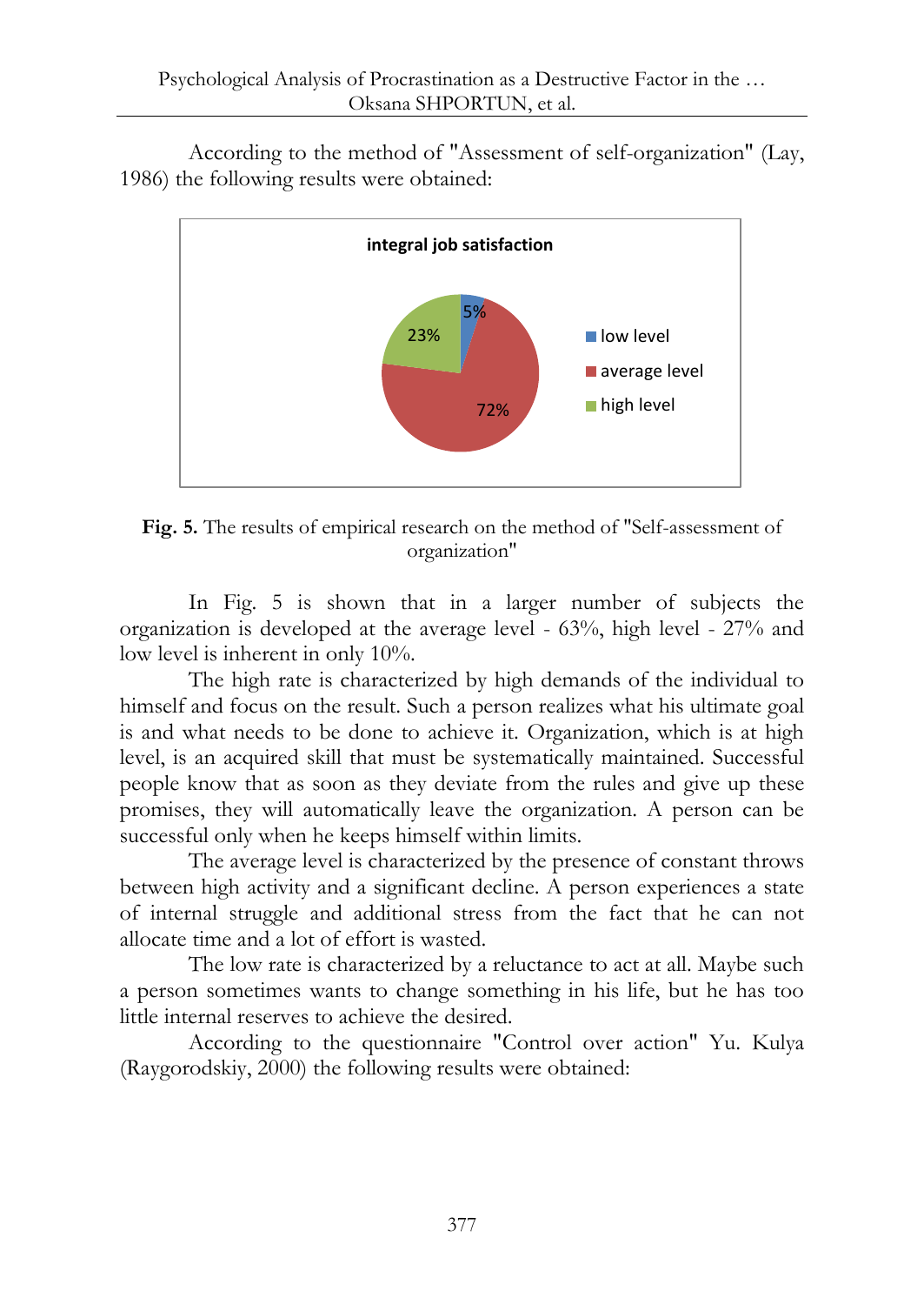According to the method of "Assessment of self-organization" (Lay, 1986) the following results were obtained:

**Fig. 5.** The results of empirical research on the method of "Self-assessment of organization"

In Fig. 5 is shown that in a larger number of subjects the organization is developed at the average level - 63%, high level - 27% and low level is inherent in only 10%.

The high rate is characterized by high demands of the individual to himself and focus on the result. Such a person realizes what his ultimate goal is and what needs to be done to achieve it. Organization, which is at high level, is an acquired skill that must be systematically maintained. Successful people know that as soon as they deviate from the rules and give up these promises, they will automatically leave the organization. A person can be successful only when he keeps himself within limits.

The average level is characterized by the presence of constant throws between high activity and a significant decline. A person experiences a state of internal struggle and additional stress from the fact that he can not allocate time and a lot of effort is wasted.

The low rate is characterized by a reluctance to act at all. Maybe such a person sometimes wants to change something in his life, but he has too little internal reserves to achieve the desired.

According to the questionnaire "Control over action" Yu. Kulya (Raygorodskiy, 2000) the following results were obtained: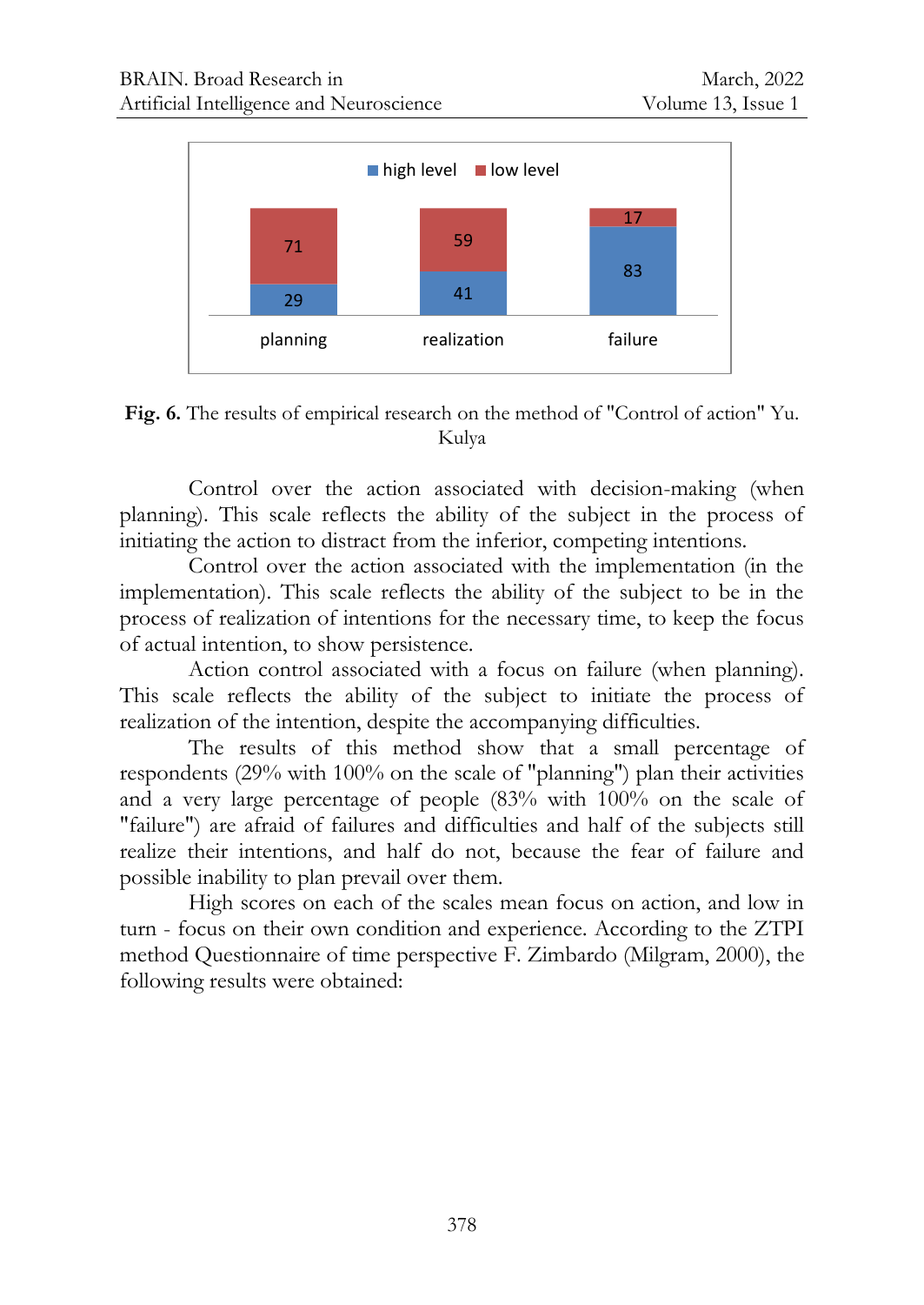**Fig. 6.** The results of empirical research on the method of "Control of action" Yu. Kulya

Control over the action associated with decision-making (when planning). This scale reflects the ability of the subject in the process of initiating the action to distract from the inferior, competing intentions.

Control over the action associated with the implementation (in the implementation). This scale reflects the ability of the subject to be in the process of realization of intentions for the necessary time, to keep the focus of actual intention, to show persistence.

Action control associated with a focus on failure (when planning). This scale reflects the ability of the subject to initiate the process of realization of the intention, despite the accompanying difficulties.

The results of this method show that a small percentage of respondents (29% with 100% on the scale of "planning") plan their activities and a very large percentage of people (83% with 100% on the scale of "failure") are afraid of failures and difficulties and half of the subjects still realize their intentions, and half do not, because the fear of failure and possible inability to plan prevail over them.

High scores on each of the scales mean focus on action, and low in turn - focus on their own condition and experience. According to the ZTPI method Questionnaire of time perspective F. Zimbardo (Milgram, 2000), the following results were obtained: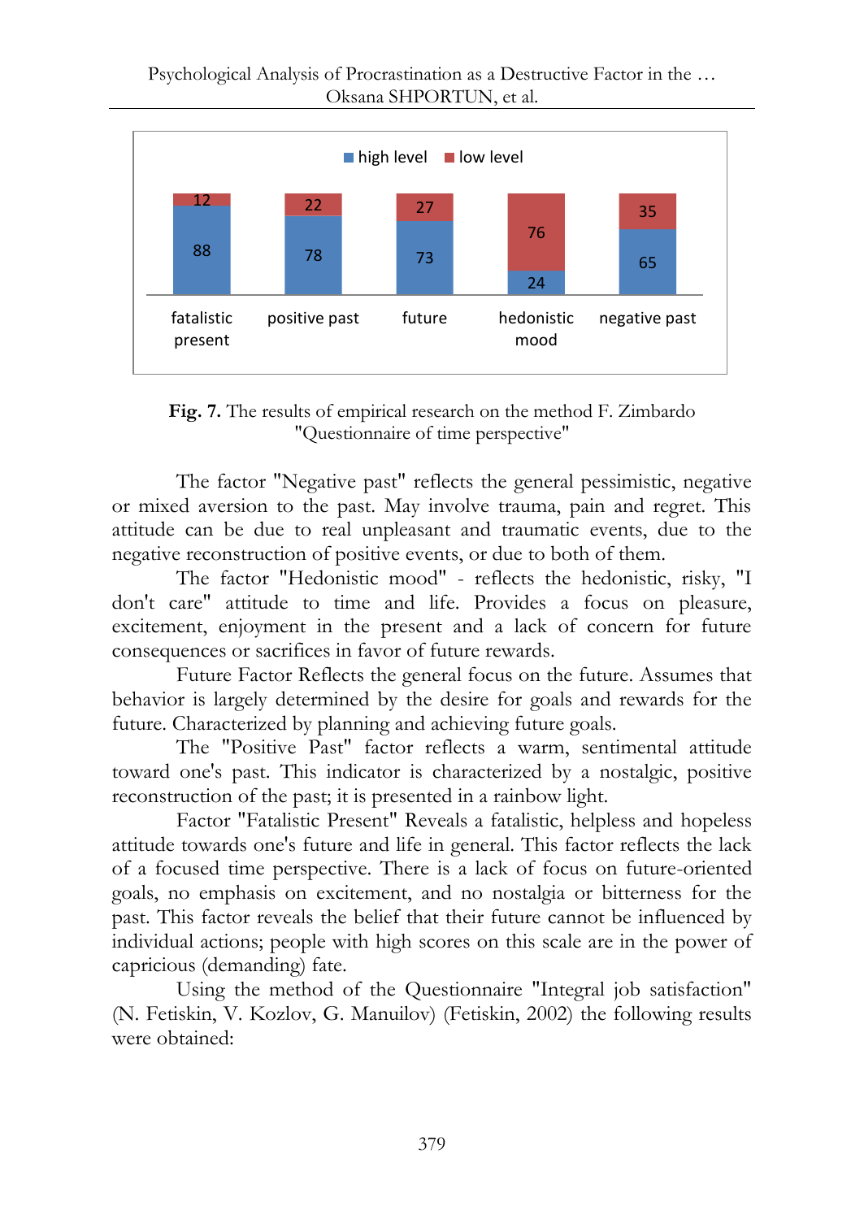| | fatalistic present | positive past | future | hedonistic mood | negative past |
|---|---|---|---|---|---|
| high level | 88 | 78 | 73 | 24 | 65 |
| low level | 12 | 22 | 27 | 76 | 35 |

**Fig. 7.** The results of empirical research on the method F. Zimbardo "Questionnaire of time perspective"

The factor "Negative past" reflects the general pessimistic, negative or mixed aversion to the past. May involve trauma, pain and regret. This attitude can be due to real unpleasant and traumatic events, due to the negative reconstruction of positive events, or due to both of them.

The factor "Hedonistic mood" - reflects the hedonistic, risky, "I don't care" attitude to time and life. Provides a focus on pleasure, excitement, enjoyment in the present and a lack of concern for future consequences or sacrifices in favor of future rewards.

Future Factor Reflects the general focus on the future. Assumes that behavior is largely determined by the desire for goals and rewards for the future. Characterized by planning and achieving future goals.

The "Positive Past" factor reflects a warm, sentimental attitude toward one's past. This indicator is characterized by a nostalgic, positive reconstruction of the past; it is presented in a rainbow light.

Factor "Fatalistic Present" Reveals a fatalistic, helpless and hopeless attitude towards one's future and life in general. This factor reflects the lack of a focused time perspective. There is a lack of focus on future-oriented goals, no emphasis on excitement, and no nostalgia or bitterness for the past. This factor reveals the belief that their future cannot be influenced by individual actions; people with high scores on this scale are in the power of capricious (demanding) fate.

Using the method of the Questionnaire "Integral job satisfaction" (N. Fetiskin, V. Kozlov, G. Manuilov) (Fetiskin, 2002) the following results were obtained: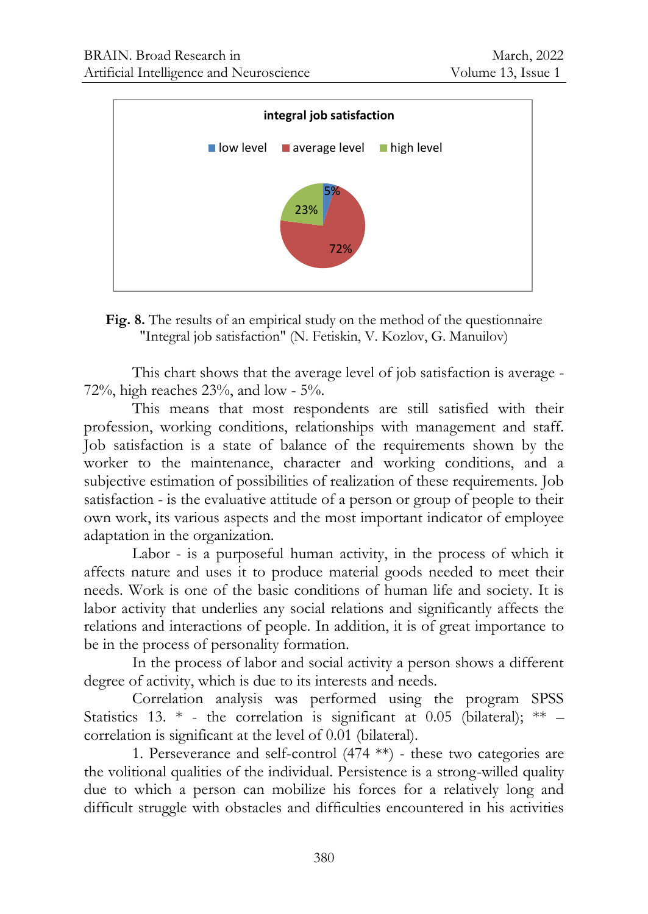**Fig. 8.** The results of an empirical study on the method of the questionnaire "Integral job satisfaction" (N. Fetiskin, V. Kozlov, G. Manuilov)

This chart shows that the average level of job satisfaction is average - 72%, high reaches 23%, and low - 5%.

This means that most respondents are still satisfied with their profession, working conditions, relationships with management and staff. Job satisfaction is a state of balance of the requirements shown by the worker to the maintenance, character and working conditions, and a subjective estimation of possibilities of realization of these requirements. Job satisfaction - is the evaluative attitude of a person or group of people to their own work, its various aspects and the most important indicator of employee adaptation in the organization.

Labor - is a purposeful human activity, in the process of which it affects nature and uses it to produce material goods needed to meet their needs. Work is one of the basic conditions of human life and society. It is labor activity that underlies any social relations and significantly affects the relations and interactions of people. In addition, it is of great importance to be in the process of personality formation.

In the process of labor and social activity a person shows a different degree of activity, which is due to its interests and needs.

Correlation analysis was performed using the program SPSS Statistics 13. * - the correlation is significant at 0.05 (bilateral); ** – correlation is significant at the level of 0.01 (bilateral).

1. Perseverance and self-control (474 **) - these two categories are the volitional qualities of the individual. Persistence is a strong-willed quality due to which a person can mobilize his forces for a relatively long and difficult struggle with obstacles and difficulties encountered in his activities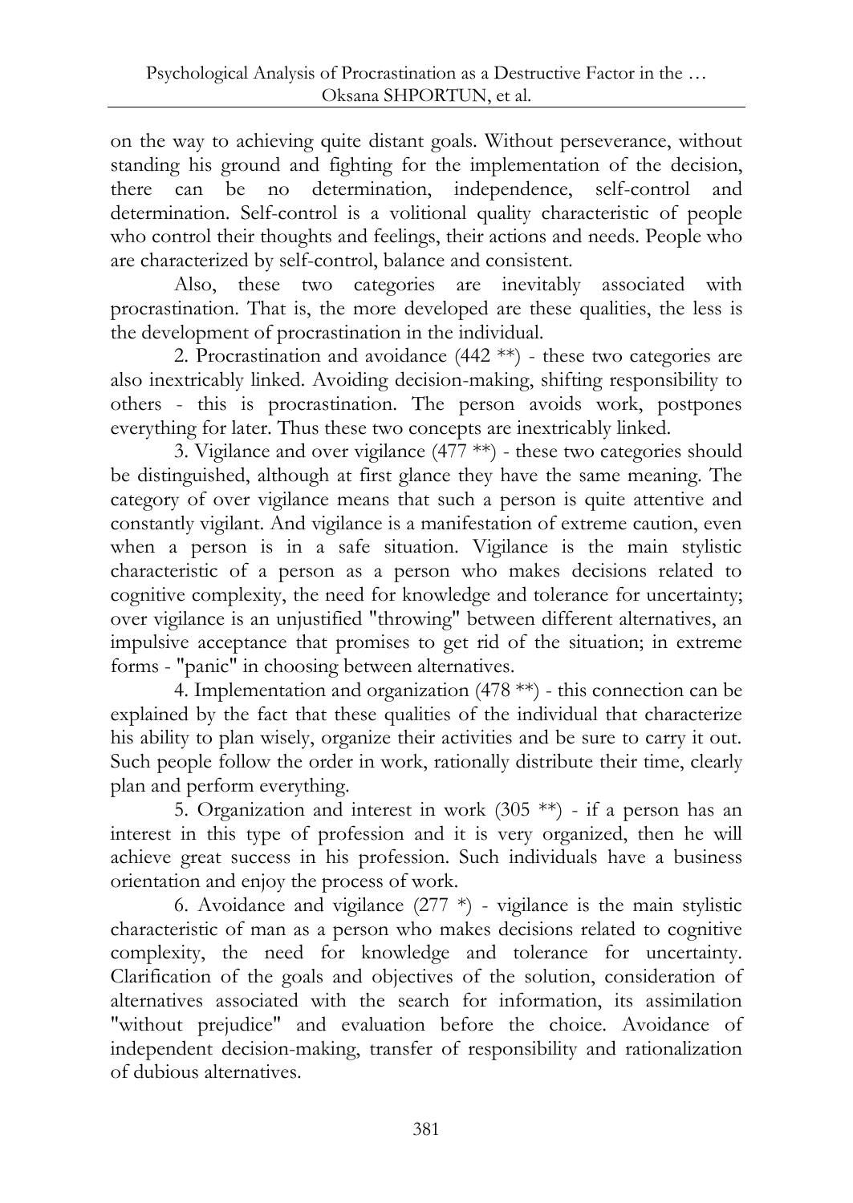on the way to achieving quite distant goals. Without perseverance, without standing his ground and fighting for the implementation of the decision, there can be no determination, independence, self-control and determination. Self-control is a volitional quality characteristic of people who control their thoughts and feelings, their actions and needs. People who are characterized by self-control, balance and consistent.

Also, these two categories are inevitably associated with procrastination. That is, the more developed are these qualities, the less is the development of procrastination in the individual.

2. Procrastination and avoidance (442 **) - these two categories are also inextricably linked. Avoiding decision-making, shifting responsibility to others - this is procrastination. The person avoids work, postpones everything for later. Thus these two concepts are inextricably linked.

3. Vigilance and over vigilance (477 **) - these two categories should be distinguished, although at first glance they have the same meaning. The category of over vigilance means that such a person is quite attentive and constantly vigilant. And vigilance is a manifestation of extreme caution, even when a person is in a safe situation. Vigilance is the main stylistic characteristic of a person as a person who makes decisions related to cognitive complexity, the need for knowledge and tolerance for uncertainty; over vigilance is an unjustified "throwing" between different alternatives, an impulsive acceptance that promises to get rid of the situation; in extreme forms - "panic" in choosing between alternatives.

4. Implementation and organization (478 **) - this connection can be explained by the fact that these qualities of the individual that characterize his ability to plan wisely, organize their activities and be sure to carry it out. Such people follow the order in work, rationally distribute their time, clearly plan and perform everything.

5. Organization and interest in work (305 **) - if a person has an interest in this type of profession and it is very organized, then he will achieve great success in his profession. Such individuals have a business orientation and enjoy the process of work.

6. Avoidance and vigilance (277 *) - vigilance is the main stylistic characteristic of man as a person who makes decisions related to cognitive complexity, the need for knowledge and tolerance for uncertainty. Clarification of the goals and objectives of the solution, consideration of alternatives associated with the search for information, its assimilation "without prejudice" and evaluation before the choice. Avoidance of independent decision-making, transfer of responsibility and rationalization of dubious alternatives.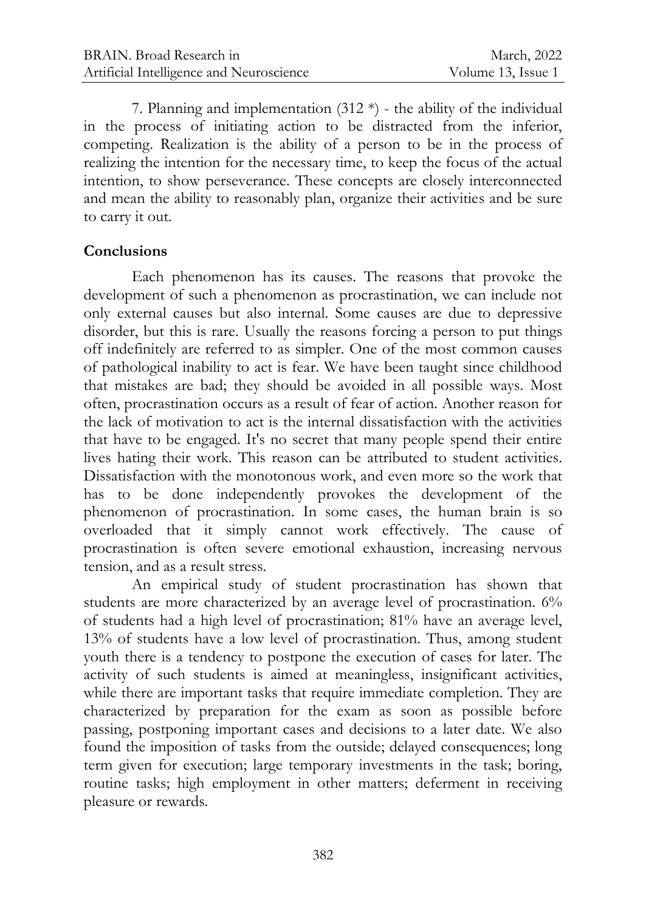7. Planning and implementation (312 *) - the ability of the individual in the process of initiating action to be distracted from the inferior, competing. Realization is the ability of a person to be in the process of realizing the intention for the necessary time, to keep the focus of the actual intention, to show perseverance. These concepts are closely interconnected and mean the ability to reasonably plan, organize their activities and be sure to carry it out.

## Conclusions

Each phenomenon has its causes. The reasons that provoke the development of such a phenomenon as procrastination, we can include not only external causes but also internal. Some causes are due to depressive disorder, but this is rare. Usually the reasons forcing a person to put things off indefinitely are referred to as simpler. One of the most common causes of pathological inability to act is fear. We have been taught since childhood that mistakes are bad; they should be avoided in all possible ways. Most often, procrastination occurs as a result of fear of action. Another reason for the lack of motivation to act is the internal dissatisfaction with the activities that have to be engaged. It's no secret that many people spend their entire lives hating their work. This reason can be attributed to student activities. Dissatisfaction with the monotonous work, and even more so the work that has to be done independently provokes the development of the phenomenon of procrastination. In some cases, the human brain is so overloaded that it simply cannot work effectively. The cause of procrastination is often severe emotional exhaustion, increasing nervous tension, and as a result stress.

An empirical study of student procrastination has shown that students are more characterized by an average level of procrastination. 6% of students had a high level of procrastination; 81% have an average level, 13% of students have a low level of procrastination. Thus, among student youth there is a tendency to postpone the execution of cases for later. The activity of such students is aimed at meaningless, insignificant activities, while there are important tasks that require immediate completion. They are characterized by preparation for the exam as soon as possible before passing, postponing important cases and decisions to a later date. We also found the imposition of tasks from the outside; delayed consequences; long term given for execution; large temporary investments in the task; boring, routine tasks; high employment in other matters; deferment in receiving pleasure or rewards.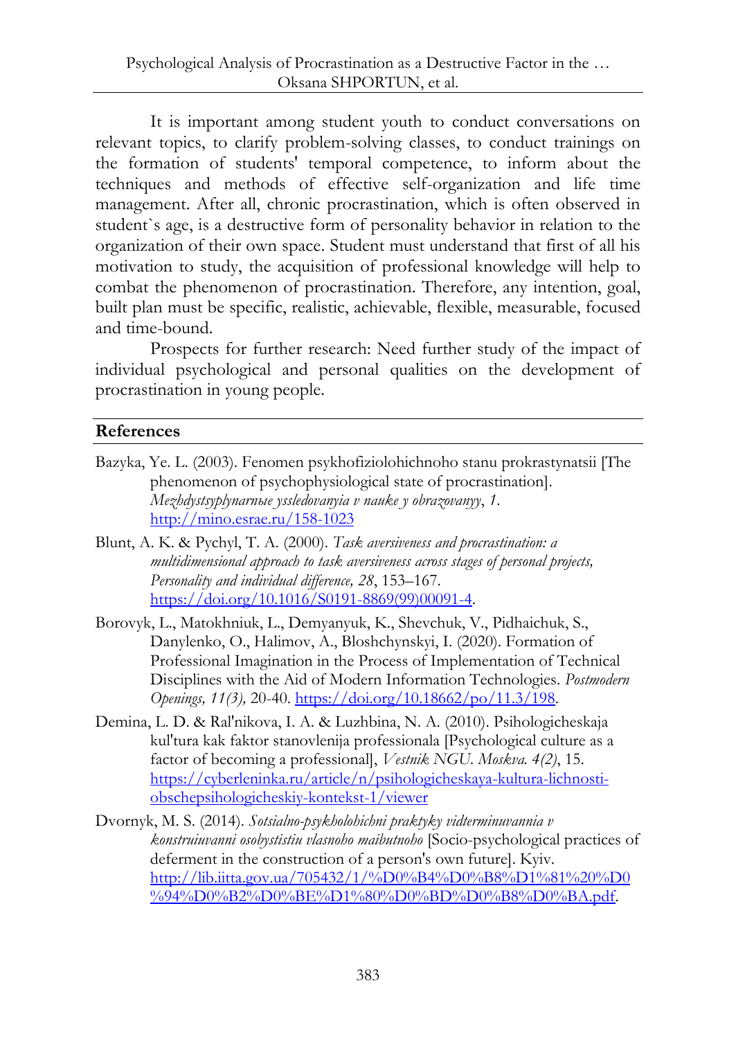It is important among student youth to conduct conversations on relevant topics, to clarify problem-solving classes, to conduct trainings on the formation of students' temporal competence, to inform about the techniques and methods of effective self-organization and life time management. After all, chronic procrastination, which is often observed in student`s age, is a destructive form of personality behavior in relation to the organization of their own space. Student must understand that first of all his motivation to study, the acquisition of professional knowledge will help to combat the phenomenon of procrastination. Therefore, any intention, goal, built plan must be specific, realistic, achievable, flexible, measurable, focused and time-bound.

Prospects for further research: Need further study of the impact of individual psychological and personal qualities on the development of procrastination in young people.

## References

Bazyka, Ye. L. (2003). Fenomen psykhofiziolohichnoho stanu prokrastynatsii [The phenomenon of psychophysiological state of procrastination]. *Mezhdystsyplynarnыe yssledovanyia v nauke y obrazovanyy*, *1*. http://mino.esrae.ru/158-1023

Blunt, A. K. & Pychyl, T. A. (2000). *Task aversiveness and procrastination: a multidimensional approach to task aversiveness across stages of personal projects, Personality and individual difference, 28*, 153–167. https://doi.org/10.1016/S0191-8869(99)00091-4.

Borovyk, L., Matokhniuk, L., Demyanyuk, K., Shevchuk, V., Pidhaichuk, S., Danylenko, O., Halimov, A., Bloshchynskyi, I. (2020). Formation of Professional Imagination in the Process of Implementation of Technical Disciplines with the Aid of Modern Information Technologies. *Postmodern Openings, 11(3),* 20-40. https://doi.org/10.18662/po/11.3/198.

Demina, L. D. & Ral'nikova, I. A. & Luzhbina, N. A. (2010). Psihologicheskaja kul'tura kak faktor stanovlenija professionala [Psychological culture as a factor of becoming a professional], *Vestnik NGU. Moskva. 4(2)*, 15. https://cyberleninka.ru/article/n/psihologicheskaya-kultura-lichnosti-obschepsihologicheskiy-kontekst-1/viewer

Dvornyk, M. S. (2014). *Sotsialno-psykholohichni praktyky vidterminuvannia v konstruiuvanni osobystistiu vlasnoho maibutnoho* [Socio-psychological practices of deferment in the construction of a person's own future]. Kyiv. http://lib.iitta.gov.ua/705432/1/%D0%B4%D0%B8%D1%81%20%D0%94%D0%B2%D0%BE%D1%80%D0%BD%D0%B8%D0%BA.pdf.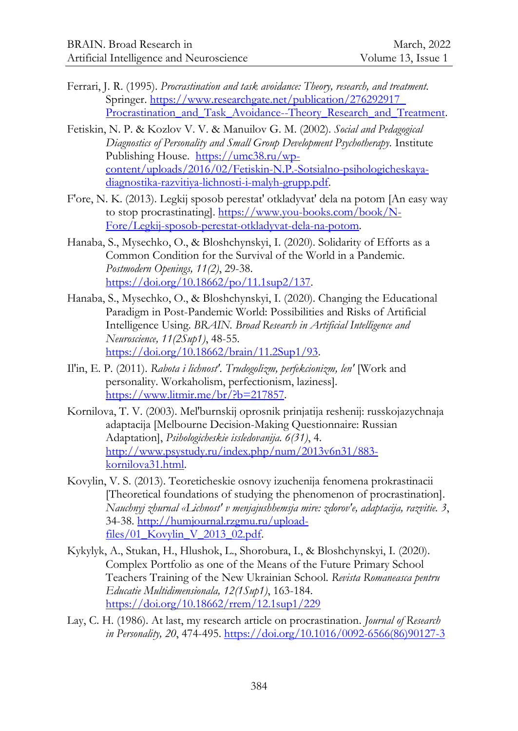Ferrari, J. R. (1995). *Procrastination and task avoidance: Theory, research, and treatment.* Springer. https://www.researchgate.net/publication/276292917_Procrastination_and_Task_Avoidance--Theory_Research_and_Treatment.

Fetiskin, N. P. & Kozlov V. V. & Manuilov G. M. (2002). *Social and Pedagogical Diagnostics of Personality and Small Group Development Psychotherapy.* Institute Publishing House. https://umc38.ru/wp-content/uploads/2016/02/Fetiskin-N.P.-Sotsialno-psihologicheskaya-diagnostika-razvitiya-lichnosti-i-malyh-grupp.pdf.

F'ore, N. K. (2013). Legkij sposob perestat' otkladyvat' dela na potom [An easy way to stop procrastinating]. https://www.you-books.com/book/N-Fore/Legkij-sposob-perestat-otkladyvat-dela-na-potom.

Hanaba, S., Mysechko, O., & Bloshchynskyi, I. (2020). Solidarity of Efforts as a Common Condition for the Survival of the World in a Pandemic. *Postmodern Openings, 11(2)*, 29-38. https://doi.org/10.18662/po/11.1sup2/137.

Hanaba, S., Mysechko, O., & Bloshchynskyi, I. (2020). Changing the Educational Paradigm in Post-Pandemic World: Possibilities and Risks of Artificial Intelligence Using. *BRAIN. Broad Research in Artificial Intelligence and Neuroscience, 11(2Sup1)*, 48-55. https://doi.org/10.18662/brain/11.2Sup1/93.

Il'in, E. P. (2011). *Rabota i lichnost'. Trudogolizm, perfekcionizm, len'* [Work and personality. Workaholism, perfectionism, laziness]. https://www.litmir.me/br/?b=217857.

Kornilova, T. V. (2003). Mel'burnskij oprosnik prinjatija reshenij: russkojazychnaja adaptacija [Melbourne Decision-Making Questionnaire: Russian Adaptation], *Psihologicheskie issledovanija. 6(31)*, 4. http://www.psystudy.ru/index.php/num/2013v6n31/883-kornilova31.html.

Kovylin, V. S. (2013). Teoreticheskie osnovy izuchenija fenomena prokrastinacii [Theoretical foundations of studying the phenomenon of procrastination]. *Nauchnyj zhurnal «Lichnost' v menjajushhemsja mire: zdorov'e, adaptacija, razvitie. 3*, 34-38. http://humjournal.rzgmu.ru/upload-files/01_Kovylin_V_2013_02.pdf.

Kykylyk, A., Stukan, H., Hlushok, L., Shorobura, I., & Bloshchynskyi, I. (2020). Complex Portfolio as one of the Means of the Future Primary School Teachers Training of the New Ukrainian School. *Revista Romaneasca pentru Educatie Multidimensionala, 12(1Sup1)*, 163-184. https://doi.org/10.18662/rrem/12.1sup1/229

Lay, C. H. (1986). At last, my research article on procrastination. *Journal of Research in Personality, 20*, 474-495. https://doi.org/10.1016/0092-6566(86)90127-3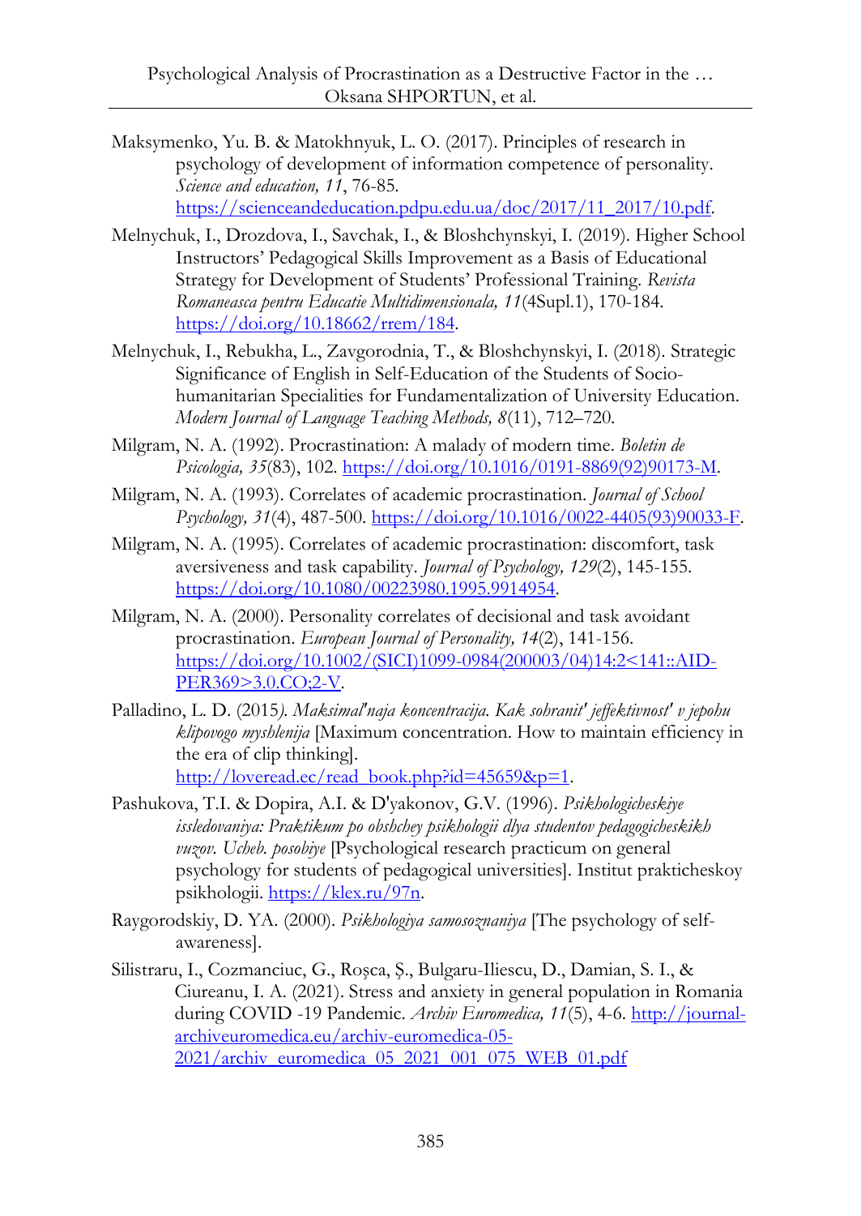Maksymenko, Yu. B. & Matokhnyuk, L. O. (2017). Principles of research in psychology of development of information competence of personality. *Science and education, 11*, 76-85. https://scienceandeducation.pdpu.edu.ua/doc/2017/11_2017/10.pdf.

Melnychuk, I., Drozdova, I., Savchak, I., & Bloshchynskyi, I. (2019). Higher School Instructors' Pedagogical Skills Improvement as a Basis of Educational Strategy for Development of Students' Professional Training. *Revista Romaneasca pentru Educatie Multidimensionala, 11*(4Supl.1), 170-184. https://doi.org/10.18662/rrem/184.

Melnychuk, I., Rebukha, L., Zavgorodnia, T., & Bloshchynskyi, I. (2018). Strategic Significance of English in Self-Education of the Students of Socio-humanitarian Specialities for Fundamentalization of University Education. *Modern Journal of Language Teaching Methods, 8*(11), 712–720.

Milgram, N. A. (1992). Procrastination: A malady of modern time. *Boletin de Psicologia, 35*(83), 102. https://doi.org/10.1016/0191-8869(92)90173-M.

Milgram, N. A. (1993). Correlates of academic procrastination. *Journal of School Psychology, 31*(4), 487-500. https://doi.org/10.1016/0022-4405(93)90033-F.

Milgram, N. A. (1995). Correlates of academic procrastination: discomfort, task aversiveness and task capability. *Journal of Psychology, 129*(2), 145-155. https://doi.org/10.1080/00223980.1995.9914954.

Milgram, N. A. (2000). Personality correlates of decisional and task avoidant procrastination. *European Journal of Personality, 14*(2), 141-156. https://doi.org/10.1002/(SICI)1099-0984(200003/04)14:2<141::AID-PER369>3.0.CO;2-V.

Palladino, L. D. (2015*). Maksimal'naja koncentracija. Kak sohranit' jeffektivnost' v jepohu klipovogo myshlenija* [Maximum concentration. How to maintain efficiency in the era of clip thinking]. http://loveread.ec/read_book.php?id=45659&p=1.

Pashukova, T.I. & Dopira, A.I. & D'yakonov, G.V. (1996). *Psikhologicheskiye issledovaniya: Praktikum po obshchey psikhologii dlya studentov pedagogicheskikh vuzov. Ucheb. posobiye* [Psychological research practicum on general psychology for students of pedagogical universities]. Institut prakticheskoy psikhologii. https://klex.ru/97n.

Raygorodskiy, D. YA. (2000). *Psikhologiya samosoznaniya* [The psychology of self-awareness].

Silistraru, I., Cozmanciuc, G., Roşca, Ş., Bulgaru-Iliescu, D., Damian, S. I., & Ciureanu, I. A. (2021). Stress and anxiety in general population in Romania during COVID -19 Pandemic. *Archiv Euromedica, 11*(5), 4-6. http://journal-archiveuromedica.eu/archiv-euromedica-05-2021/archiv_euromedica_05_2021_001_075_WEB_01.pdf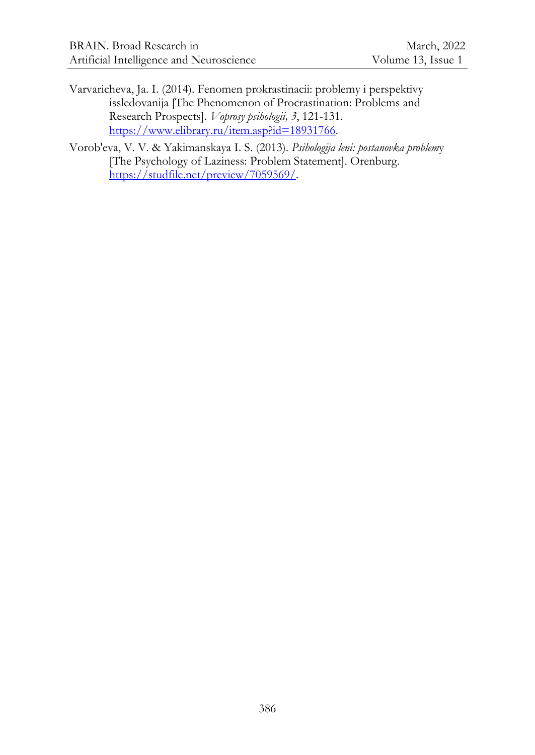Varvaricheva, Ja. I. (2014). Fenomen prokrastinacii: problemy i perspektivy issledovanija [The Phenomenon of Procrastination: Problems and Research Prospects]. *Voprosy psihologii, 3*, 121-131. https://www.elibrary.ru/item.asp?id=18931766.

Vorob'eva, V. V. & Yakimanskaya I. S. (2013). *Psihologija leni: postanovka problemy* [The Psychology of Laziness: Problem Statement]. Orenburg. https://studfile.net/preview/7059569/.